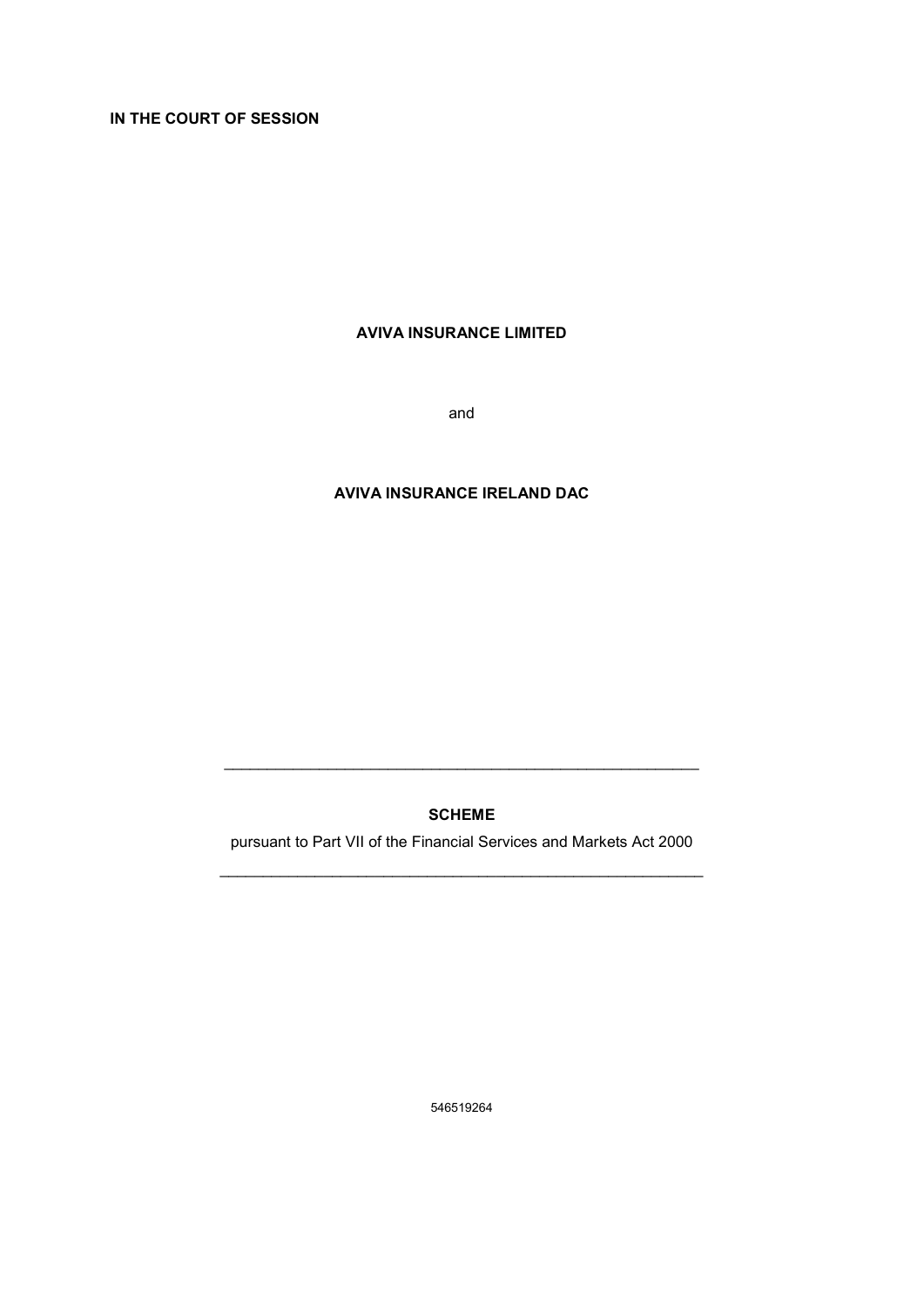**IN THE COURT OF SESSION**

**AVIVA INSURANCE LIMITED**

and

**AVIVA INSURANCE IRELAND DAC**

---

**SCHEME**

pursuant to Part VII of the Financial Services and Markets Act 2000

---

546519264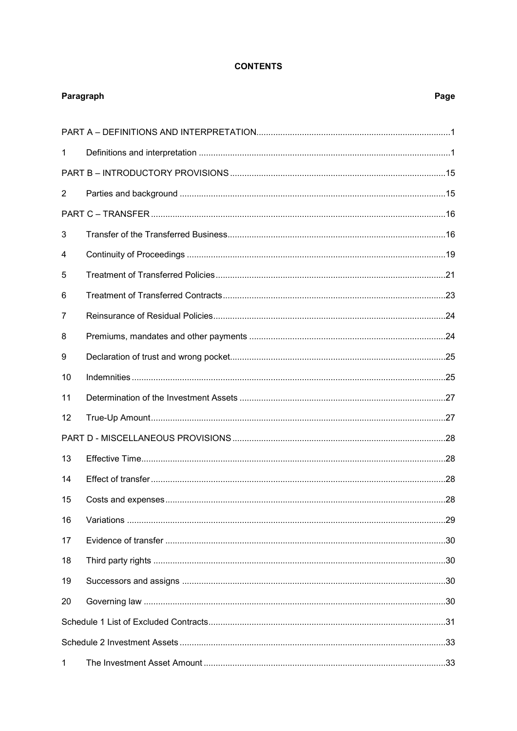**CONTENTS**

| Paragraph | | Page |
|---|---|---|
| PART A – DEFINITIONS AND INTERPRETATION | | 1 |
| 1 | Definitions and interpretation | 1 |
| PART B – INTRODUCTORY PROVISIONS | | 15 |
| 2 | Parties and background | 15 |
| PART C – TRANSFER | | 16 |
| 3 | Transfer of the Transferred Business | 16 |
| 4 | Continuity of Proceedings | 19 |
| 5 | Treatment of Transferred Policies | 21 |
| 6 | Treatment of Transferred Contracts | 23 |
| 7 | Reinsurance of Residual Policies | 24 |
| 8 | Premiums, mandates and other payments | 24 |
| 9 | Declaration of trust and wrong pocket | 25 |
| 10 | Indemnities | 25 |
| 11 | Determination of the Investment Assets | 27 |
| 12 | True-Up Amount | 27 |
| PART D - MISCELLANEOUS PROVISIONS | | 28 |
| 13 | Effective Time | 28 |
| 14 | Effect of transfer | 28 |
| 15 | Costs and expenses | 28 |
| 16 | Variations | 29 |
| 17 | Evidence of transfer | 30 |
| 18 | Third party rights | 30 |
| 19 | Successors and assigns | 30 |
| 20 | Governing law | 30 |
| Schedule 1 List of Excluded Contracts | | 31 |
| Schedule 2 Investment Assets | | 33 |
| 1 | The Investment Asset Amount | 33 |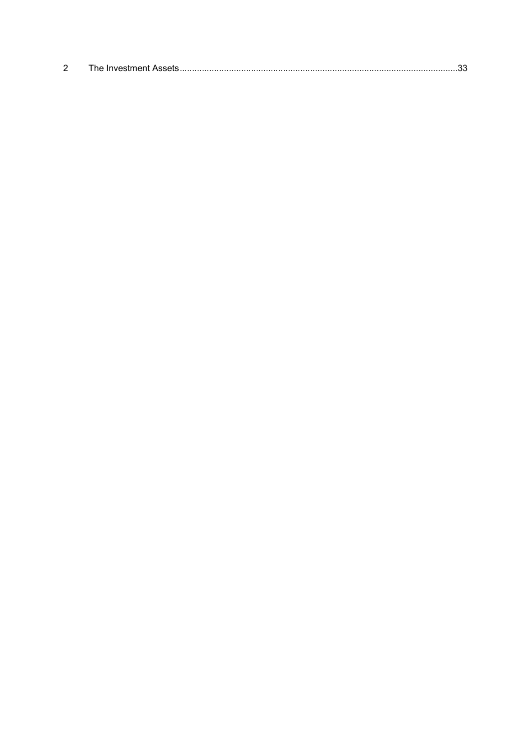2 The Investment Assets......................................................................................................................33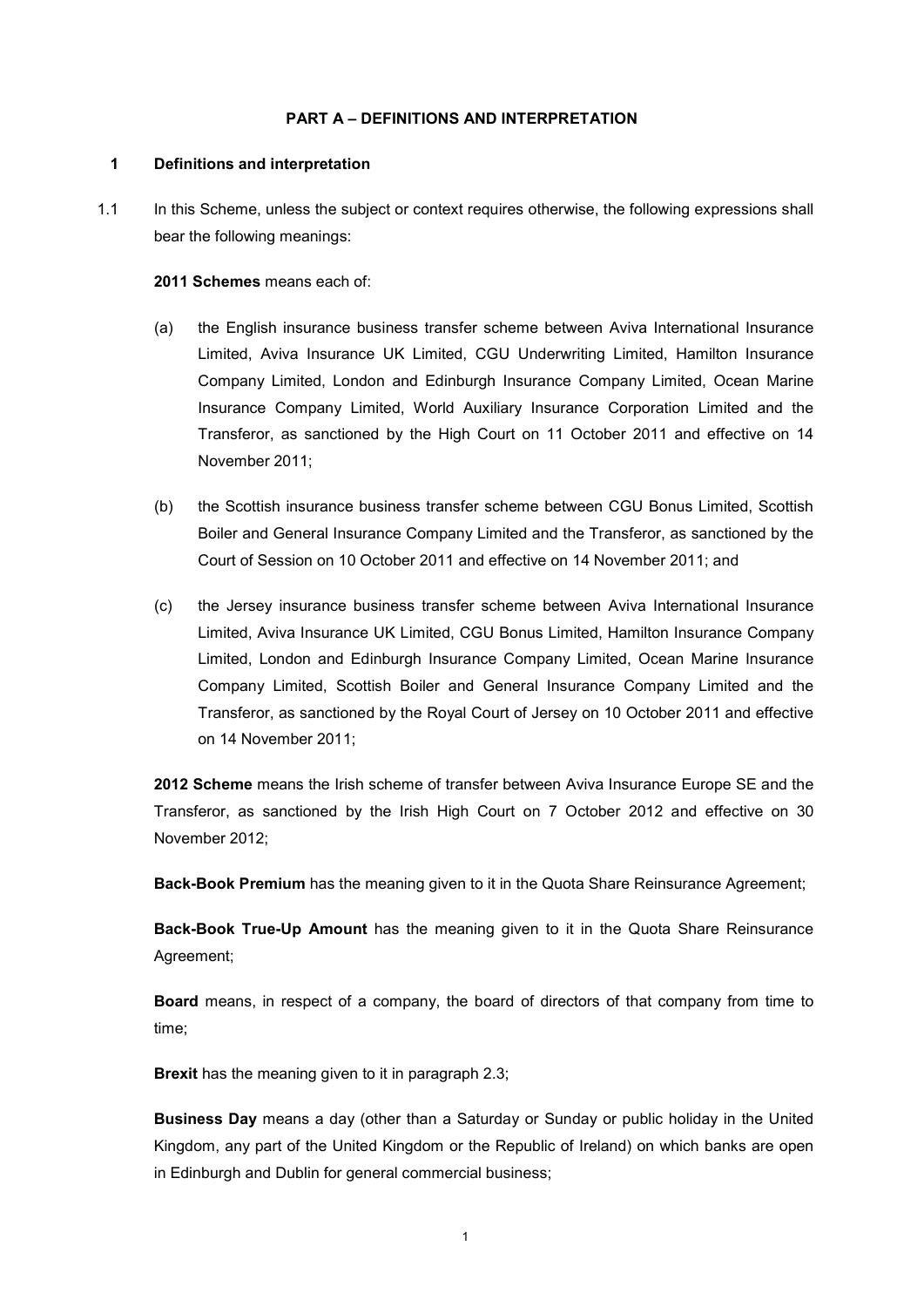## PART A – DEFINITIONS AND INTERPRETATION

### 1 Definitions and interpretation

1.1 In this Scheme, unless the subject or context requires otherwise, the following expressions shall bear the following meanings:

**2011 Schemes** means each of:

(a) the English insurance business transfer scheme between Aviva International Insurance Limited, Aviva Insurance UK Limited, CGU Underwriting Limited, Hamilton Insurance Company Limited, London and Edinburgh Insurance Company Limited, Ocean Marine Insurance Company Limited, World Auxiliary Insurance Corporation Limited and the Transferor, as sanctioned by the High Court on 11 October 2011 and effective on 14 November 2011;

(b) the Scottish insurance business transfer scheme between CGU Bonus Limited, Scottish Boiler and General Insurance Company Limited and the Transferor, as sanctioned by the Court of Session on 10 October 2011 and effective on 14 November 2011; and

(c) the Jersey insurance business transfer scheme between Aviva International Insurance Limited, Aviva Insurance UK Limited, CGU Bonus Limited, Hamilton Insurance Company Limited, London and Edinburgh Insurance Company Limited, Ocean Marine Insurance Company Limited, Scottish Boiler and General Insurance Company Limited and the Transferor, as sanctioned by the Royal Court of Jersey on 10 October 2011 and effective on 14 November 2011;

**2012 Scheme** means the Irish scheme of transfer between Aviva Insurance Europe SE and the Transferor, as sanctioned by the Irish High Court on 7 October 2012 and effective on 30 November 2012;

**Back-Book Premium** has the meaning given to it in the Quota Share Reinsurance Agreement;

**Back-Book True-Up Amount** has the meaning given to it in the Quota Share Reinsurance Agreement;

**Board** means, in respect of a company, the board of directors of that company from time to time;

**Brexit** has the meaning given to it in paragraph 2.3;

**Business Day** means a day (other than a Saturday or Sunday or public holiday in the United Kingdom, any part of the United Kingdom or the Republic of Ireland) on which banks are open in Edinburgh and Dublin for general commercial business;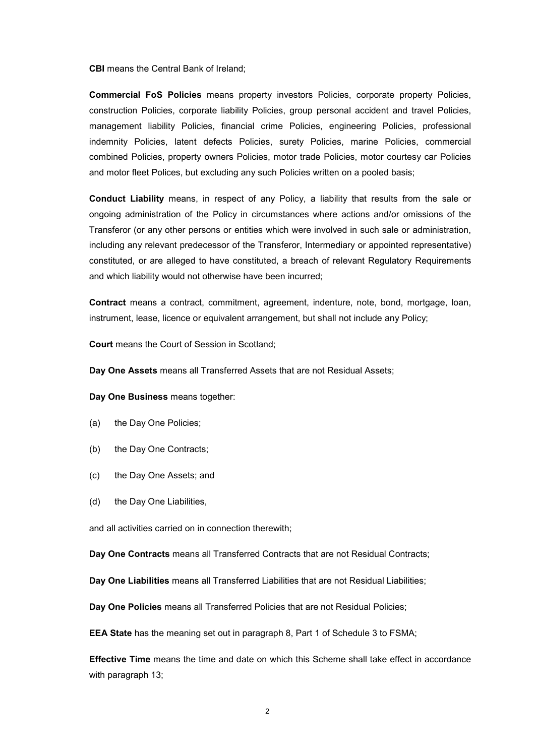**CBI** means the Central Bank of Ireland;

**Commercial FoS Policies** means property investors Policies, corporate property Policies, construction Policies, corporate liability Policies, group personal accident and travel Policies, management liability Policies, financial crime Policies, engineering Policies, professional indemnity Policies, latent defects Policies, surety Policies, marine Policies, commercial combined Policies, property owners Policies, motor trade Policies, motor courtesy car Policies and motor fleet Polices, but excluding any such Policies written on a pooled basis;

**Conduct Liability** means, in respect of any Policy, a liability that results from the sale or ongoing administration of the Policy in circumstances where actions and/or omissions of the Transferor (or any other persons or entities which were involved in such sale or administration, including any relevant predecessor of the Transferor, Intermediary or appointed representative) constituted, or are alleged to have constituted, a breach of relevant Regulatory Requirements and which liability would not otherwise have been incurred;

**Contract** means a contract, commitment, agreement, indenture, note, bond, mortgage, loan, instrument, lease, licence or equivalent arrangement, but shall not include any Policy;

**Court** means the Court of Session in Scotland;

**Day One Assets** means all Transferred Assets that are not Residual Assets;

**Day One Business** means together:

(a) the Day One Policies;

(b) the Day One Contracts;

(c) the Day One Assets; and

(d) the Day One Liabilities,

and all activities carried on in connection therewith;

**Day One Contracts** means all Transferred Contracts that are not Residual Contracts;

**Day One Liabilities** means all Transferred Liabilities that are not Residual Liabilities;

**Day One Policies** means all Transferred Policies that are not Residual Policies;

**EEA State** has the meaning set out in paragraph 8, Part 1 of Schedule 3 to FSMA;

**Effective Time** means the time and date on which this Scheme shall take effect in accordance with paragraph 13;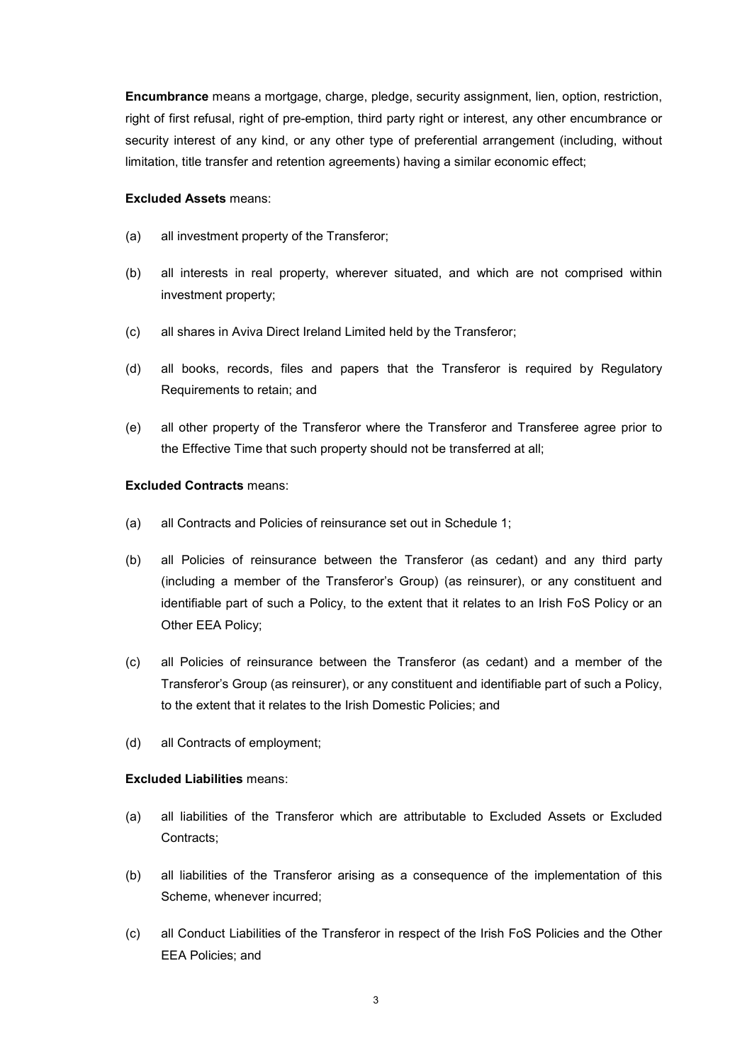**Encumbrance** means a mortgage, charge, pledge, security assignment, lien, option, restriction, right of first refusal, right of pre-emption, third party right or interest, any other encumbrance or security interest of any kind, or any other type of preferential arrangement (including, without limitation, title transfer and retention agreements) having a similar economic effect;

**Excluded Assets** means:

(a) all investment property of the Transferor;

(b) all interests in real property, wherever situated, and which are not comprised within investment property;

(c) all shares in Aviva Direct Ireland Limited held by the Transferor;

(d) all books, records, files and papers that the Transferor is required by Regulatory Requirements to retain; and

(e) all other property of the Transferor where the Transferor and Transferee agree prior to the Effective Time that such property should not be transferred at all;

**Excluded Contracts** means:

(a) all Contracts and Policies of reinsurance set out in Schedule 1;

(b) all Policies of reinsurance between the Transferor (as cedant) and any third party (including a member of the Transferor's Group) (as reinsurer), or any constituent and identifiable part of such a Policy, to the extent that it relates to an Irish FoS Policy or an Other EEA Policy;

(c) all Policies of reinsurance between the Transferor (as cedant) and a member of the Transferor's Group (as reinsurer), or any constituent and identifiable part of such a Policy, to the extent that it relates to the Irish Domestic Policies; and

(d) all Contracts of employment;

**Excluded Liabilities** means:

(a) all liabilities of the Transferor which are attributable to Excluded Assets or Excluded Contracts;

(b) all liabilities of the Transferor arising as a consequence of the implementation of this Scheme, whenever incurred;

(c) all Conduct Liabilities of the Transferor in respect of the Irish FoS Policies and the Other EEA Policies; and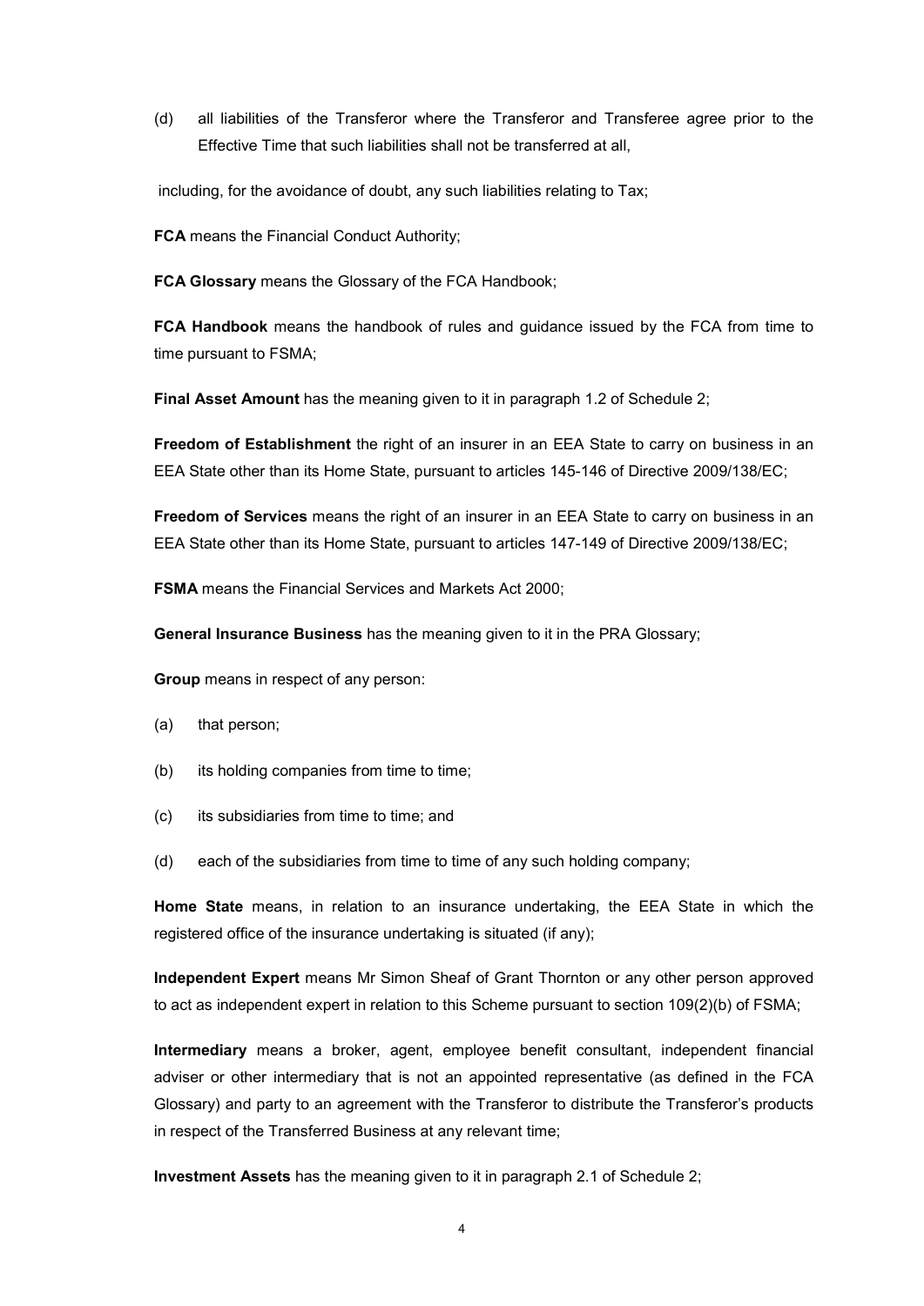(d) all liabilities of the Transferor where the Transferor and Transferee agree prior to the Effective Time that such liabilities shall not be transferred at all,

including, for the avoidance of doubt, any such liabilities relating to Tax;

**FCA** means the Financial Conduct Authority;

**FCA Glossary** means the Glossary of the FCA Handbook;

**FCA Handbook** means the handbook of rules and guidance issued by the FCA from time to time pursuant to FSMA;

**Final Asset Amount** has the meaning given to it in paragraph 1.2 of Schedule 2;

**Freedom of Establishment** the right of an insurer in an EEA State to carry on business in an EEA State other than its Home State, pursuant to articles 145-146 of Directive 2009/138/EC;

**Freedom of Services** means the right of an insurer in an EEA State to carry on business in an EEA State other than its Home State, pursuant to articles 147-149 of Directive 2009/138/EC;

**FSMA** means the Financial Services and Markets Act 2000;

**General Insurance Business** has the meaning given to it in the PRA Glossary;

**Group** means in respect of any person:

(a) that person;

(b) its holding companies from time to time;

(c) its subsidiaries from time to time; and

(d) each of the subsidiaries from time to time of any such holding company;

**Home State** means, in relation to an insurance undertaking, the EEA State in which the registered office of the insurance undertaking is situated (if any);

**Independent Expert** means Mr Simon Sheaf of Grant Thornton or any other person approved to act as independent expert in relation to this Scheme pursuant to section 109(2)(b) of FSMA;

**Intermediary** means a broker, agent, employee benefit consultant, independent financial adviser or other intermediary that is not an appointed representative (as defined in the FCA Glossary) and party to an agreement with the Transferor to distribute the Transferor's products in respect of the Transferred Business at any relevant time;

**Investment Assets** has the meaning given to it in paragraph 2.1 of Schedule 2;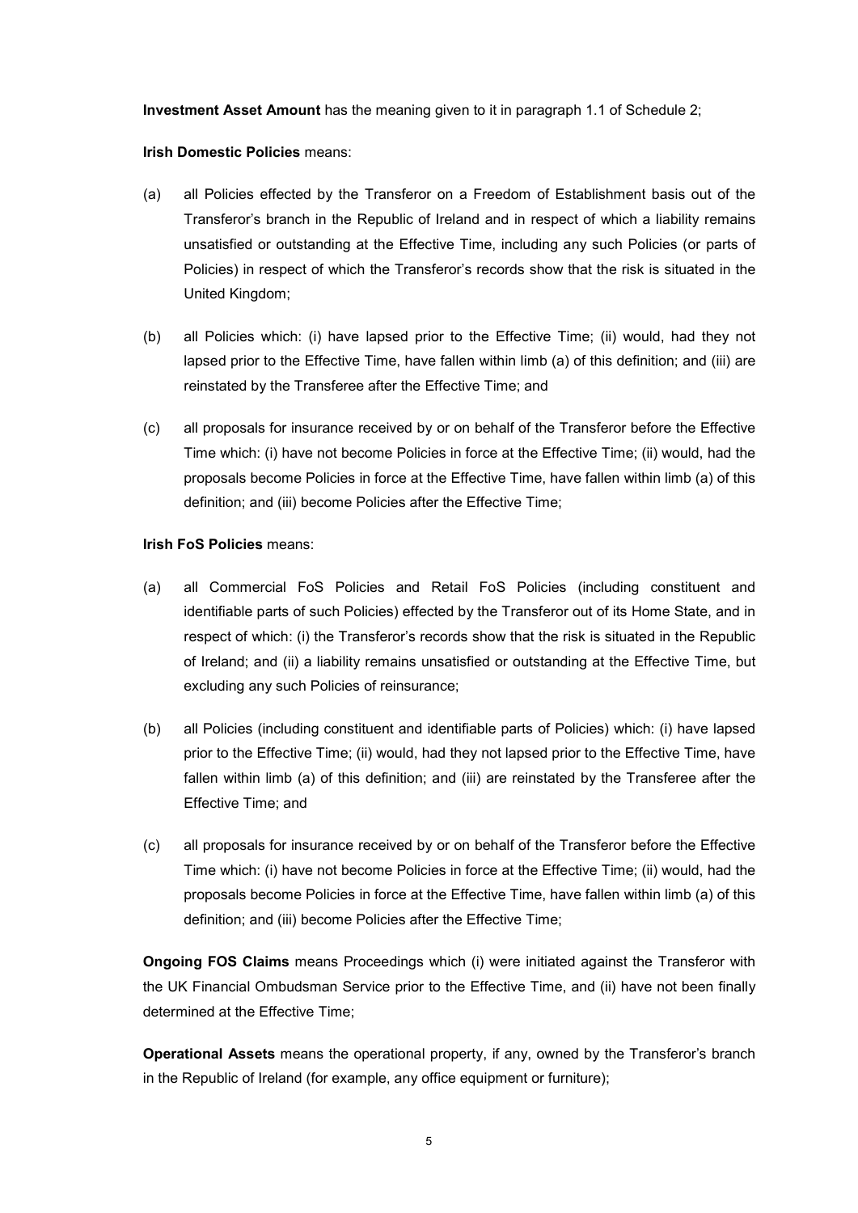**Investment Asset Amount** has the meaning given to it in paragraph 1.1 of Schedule 2;

**Irish Domestic Policies** means:

(a) all Policies effected by the Transferor on a Freedom of Establishment basis out of the Transferor's branch in the Republic of Ireland and in respect of which a liability remains unsatisfied or outstanding at the Effective Time, including any such Policies (or parts of Policies) in respect of which the Transferor's records show that the risk is situated in the United Kingdom;

(b) all Policies which: (i) have lapsed prior to the Effective Time; (ii) would, had they not lapsed prior to the Effective Time, have fallen within limb (a) of this definition; and (iii) are reinstated by the Transferee after the Effective Time; and

(c) all proposals for insurance received by or on behalf of the Transferor before the Effective Time which: (i) have not become Policies in force at the Effective Time; (ii) would, had the proposals become Policies in force at the Effective Time, have fallen within limb (a) of this definition; and (iii) become Policies after the Effective Time;

**Irish FoS Policies** means:

(a) all Commercial FoS Policies and Retail FoS Policies (including constituent and identifiable parts of such Policies) effected by the Transferor out of its Home State, and in respect of which: (i) the Transferor's records show that the risk is situated in the Republic of Ireland; and (ii) a liability remains unsatisfied or outstanding at the Effective Time, but excluding any such Policies of reinsurance;

(b) all Policies (including constituent and identifiable parts of Policies) which: (i) have lapsed prior to the Effective Time; (ii) would, had they not lapsed prior to the Effective Time, have fallen within limb (a) of this definition; and (iii) are reinstated by the Transferee after the Effective Time; and

(c) all proposals for insurance received by or on behalf of the Transferor before the Effective Time which: (i) have not become Policies in force at the Effective Time; (ii) would, had the proposals become Policies in force at the Effective Time, have fallen within limb (a) of this definition; and (iii) become Policies after the Effective Time;

**Ongoing FOS Claims** means Proceedings which (i) were initiated against the Transferor with the UK Financial Ombudsman Service prior to the Effective Time, and (ii) have not been finally determined at the Effective Time;

**Operational Assets** means the operational property, if any, owned by the Transferor's branch in the Republic of Ireland (for example, any office equipment or furniture);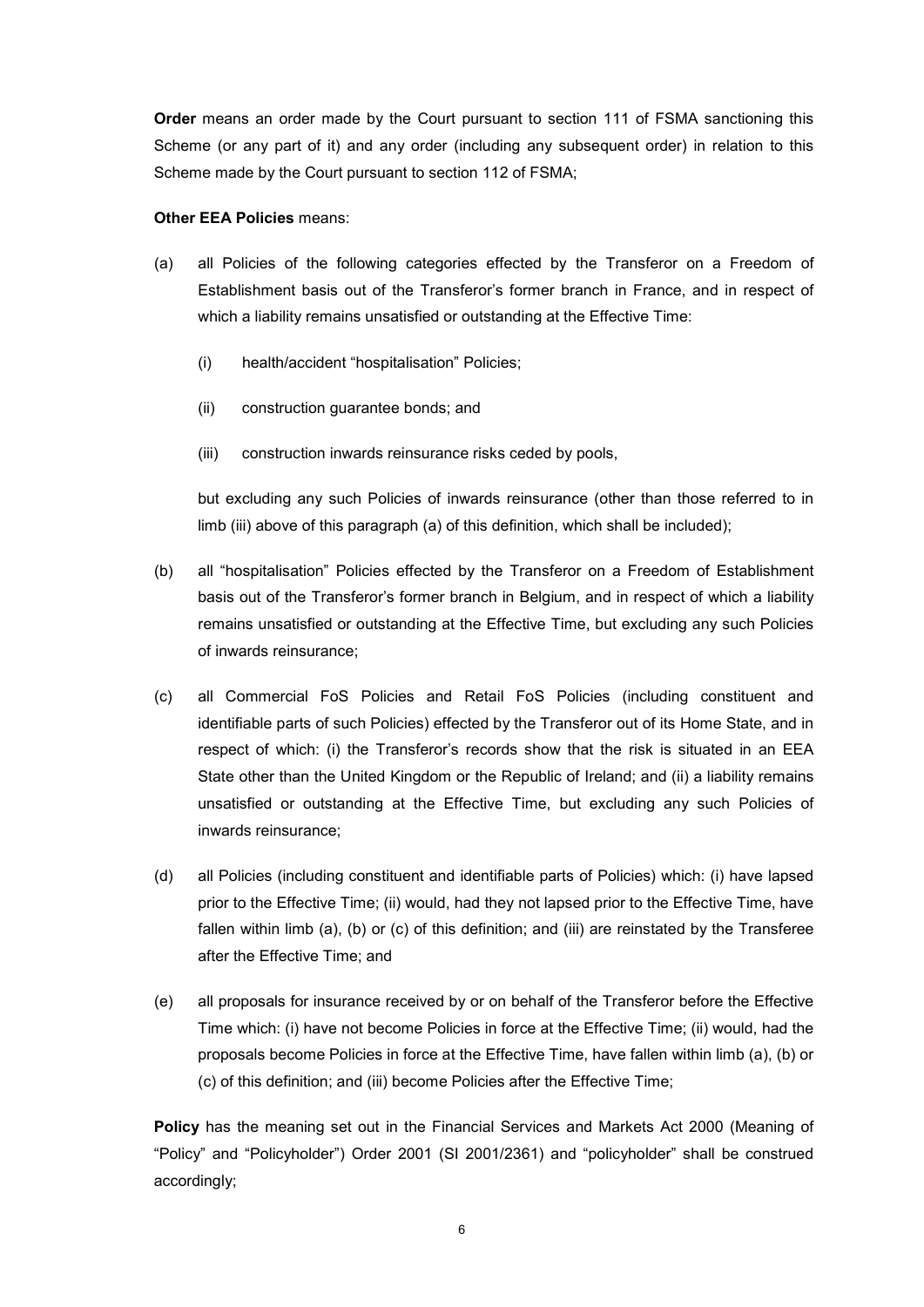**Order** means an order made by the Court pursuant to section 111 of FSMA sanctioning this Scheme (or any part of it) and any order (including any subsequent order) in relation to this Scheme made by the Court pursuant to section 112 of FSMA;

**Other EEA Policies** means:

(a) all Policies of the following categories effected by the Transferor on a Freedom of Establishment basis out of the Transferor's former branch in France, and in respect of which a liability remains unsatisfied or outstanding at the Effective Time:

  (i) health/accident "hospitalisation" Policies;

  (ii) construction guarantee bonds; and

  (iii) construction inwards reinsurance risks ceded by pools,

  but excluding any such Policies of inwards reinsurance (other than those referred to in limb (iii) above of this paragraph (a) of this definition, which shall be included);

(b) all "hospitalisation" Policies effected by the Transferor on a Freedom of Establishment basis out of the Transferor's former branch in Belgium, and in respect of which a liability remains unsatisfied or outstanding at the Effective Time, but excluding any such Policies of inwards reinsurance;

(c) all Commercial FoS Policies and Retail FoS Policies (including constituent and identifiable parts of such Policies) effected by the Transferor out of its Home State, and in respect of which: (i) the Transferor's records show that the risk is situated in an EEA State other than the United Kingdom or the Republic of Ireland; and (ii) a liability remains unsatisfied or outstanding at the Effective Time, but excluding any such Policies of inwards reinsurance;

(d) all Policies (including constituent and identifiable parts of Policies) which: (i) have lapsed prior to the Effective Time; (ii) would, had they not lapsed prior to the Effective Time, have fallen within limb (a), (b) or (c) of this definition; and (iii) are reinstated by the Transferee after the Effective Time; and

(e) all proposals for insurance received by or on behalf of the Transferor before the Effective Time which: (i) have not become Policies in force at the Effective Time; (ii) would, had the proposals become Policies in force at the Effective Time, have fallen within limb (a), (b) or (c) of this definition; and (iii) become Policies after the Effective Time;

**Policy** has the meaning set out in the Financial Services and Markets Act 2000 (Meaning of "Policy" and "Policyholder") Order 2001 (SI 2001/2361) and "policyholder" shall be construed accordingly;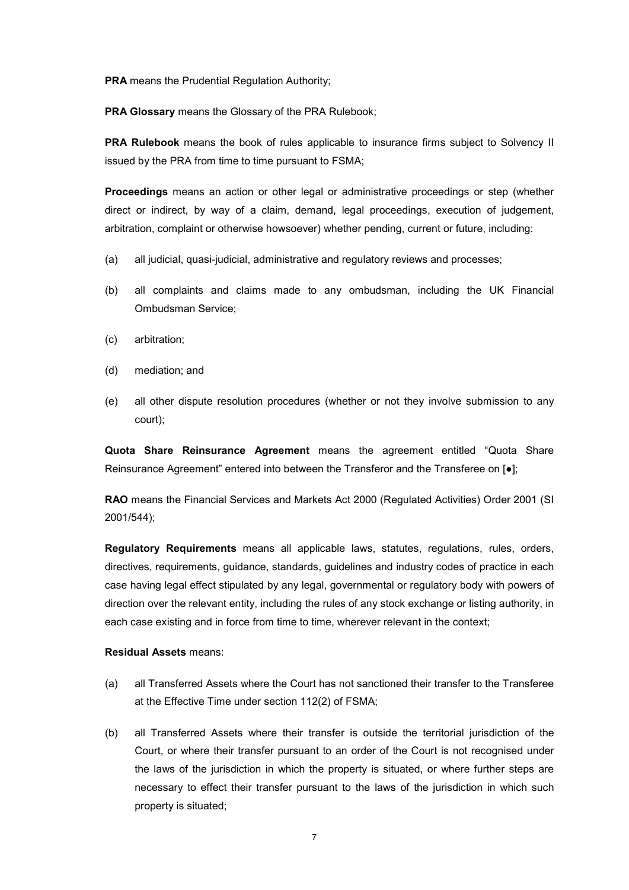**PRA** means the Prudential Regulation Authority;

**PRA Glossary** means the Glossary of the PRA Rulebook;

**PRA Rulebook** means the book of rules applicable to insurance firms subject to Solvency II issued by the PRA from time to time pursuant to FSMA;

**Proceedings** means an action or other legal or administrative proceedings or step (whether direct or indirect, by way of a claim, demand, legal proceedings, execution of judgement, arbitration, complaint or otherwise howsoever) whether pending, current or future, including:

(a) all judicial, quasi-judicial, administrative and regulatory reviews and processes;

(b) all complaints and claims made to any ombudsman, including the UK Financial Ombudsman Service;

(c) arbitration;

(d) mediation; and

(e) all other dispute resolution procedures (whether or not they involve submission to any court);

**Quota Share Reinsurance Agreement** means the agreement entitled "Quota Share Reinsurance Agreement" entered into between the Transferor and the Transferee on [●];

**RAO** means the Financial Services and Markets Act 2000 (Regulated Activities) Order 2001 (SI 2001/544);

**Regulatory Requirements** means all applicable laws, statutes, regulations, rules, orders, directives, requirements, guidance, standards, guidelines and industry codes of practice in each case having legal effect stipulated by any legal, governmental or regulatory body with powers of direction over the relevant entity, including the rules of any stock exchange or listing authority, in each case existing and in force from time to time, wherever relevant in the context;

**Residual Assets** means:

(a) all Transferred Assets where the Court has not sanctioned their transfer to the Transferee at the Effective Time under section 112(2) of FSMA;

(b) all Transferred Assets where their transfer is outside the territorial jurisdiction of the Court, or where their transfer pursuant to an order of the Court is not recognised under the laws of the jurisdiction in which the property is situated, or where further steps are necessary to effect their transfer pursuant to the laws of the jurisdiction in which such property is situated;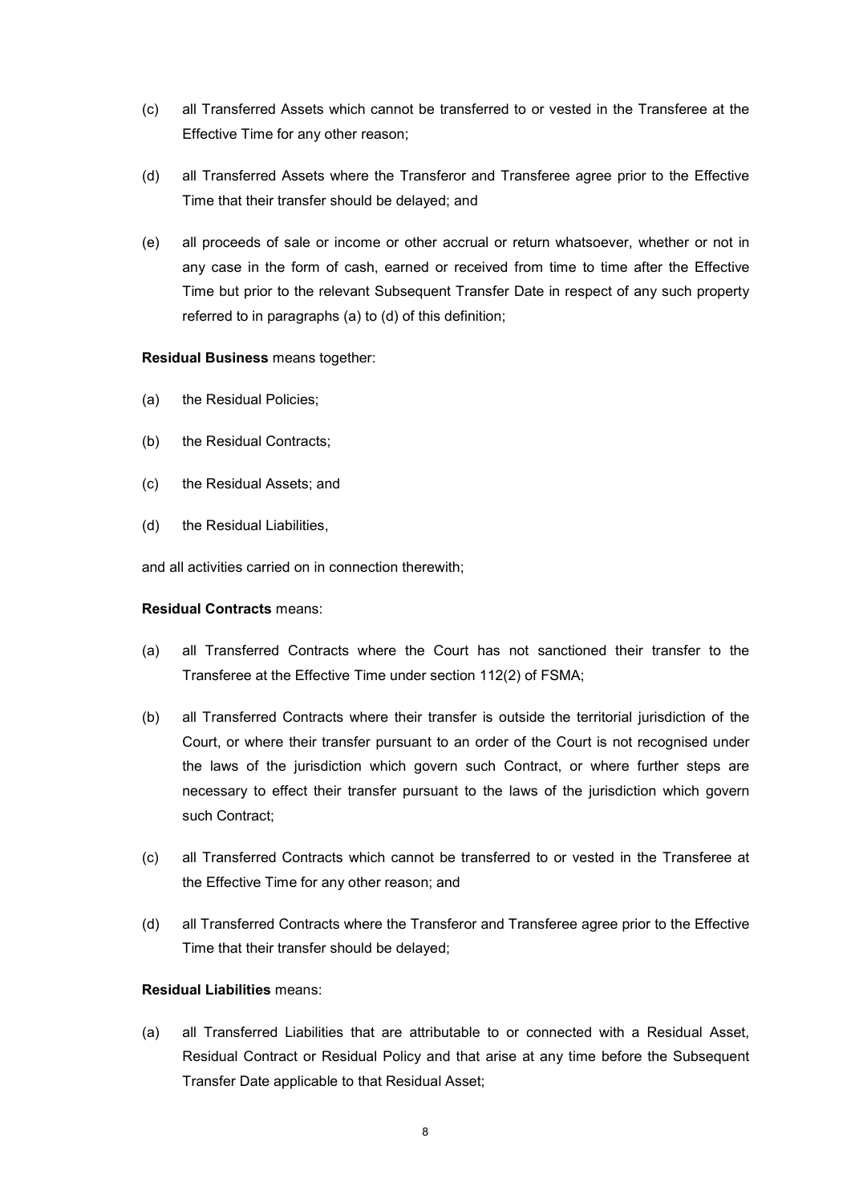(c) all Transferred Assets which cannot be transferred to or vested in the Transferee at the Effective Time for any other reason;

(d) all Transferred Assets where the Transferor and Transferee agree prior to the Effective Time that their transfer should be delayed; and

(e) all proceeds of sale or income or other accrual or return whatsoever, whether or not in any case in the form of cash, earned or received from time to time after the Effective Time but prior to the relevant Subsequent Transfer Date in respect of any such property referred to in paragraphs (a) to (d) of this definition;

**Residual Business** means together:

(a) the Residual Policies;

(b) the Residual Contracts;

(c) the Residual Assets; and

(d) the Residual Liabilities,

and all activities carried on in connection therewith;

**Residual Contracts** means:

(a) all Transferred Contracts where the Court has not sanctioned their transfer to the Transferee at the Effective Time under section 112(2) of FSMA;

(b) all Transferred Contracts where their transfer is outside the territorial jurisdiction of the Court, or where their transfer pursuant to an order of the Court is not recognised under the laws of the jurisdiction which govern such Contract, or where further steps are necessary to effect their transfer pursuant to the laws of the jurisdiction which govern such Contract;

(c) all Transferred Contracts which cannot be transferred to or vested in the Transferee at the Effective Time for any other reason; and

(d) all Transferred Contracts where the Transferor and Transferee agree prior to the Effective Time that their transfer should be delayed;

**Residual Liabilities** means:

(a) all Transferred Liabilities that are attributable to or connected with a Residual Asset, Residual Contract or Residual Policy and that arise at any time before the Subsequent Transfer Date applicable to that Residual Asset;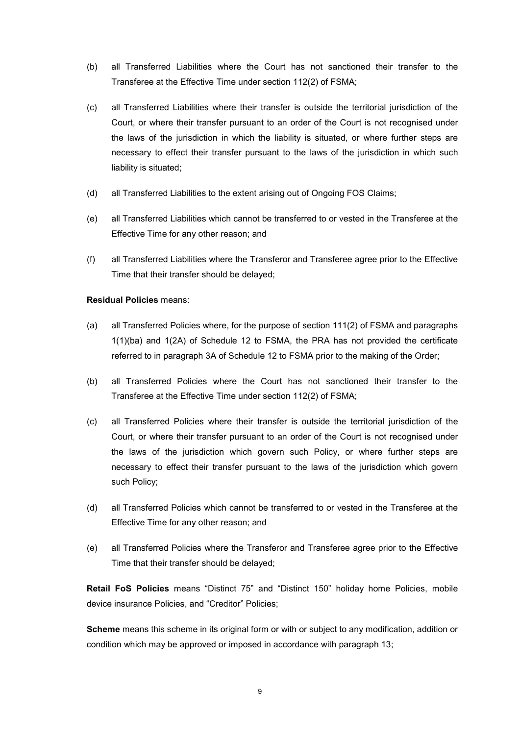(b) all Transferred Liabilities where the Court has not sanctioned their transfer to the Transferee at the Effective Time under section 112(2) of FSMA;

(c) all Transferred Liabilities where their transfer is outside the territorial jurisdiction of the Court, or where their transfer pursuant to an order of the Court is not recognised under the laws of the jurisdiction in which the liability is situated, or where further steps are necessary to effect their transfer pursuant to the laws of the jurisdiction in which such liability is situated;

(d) all Transferred Liabilities to the extent arising out of Ongoing FOS Claims;

(e) all Transferred Liabilities which cannot be transferred to or vested in the Transferee at the Effective Time for any other reason; and

(f) all Transferred Liabilities where the Transferor and Transferee agree prior to the Effective Time that their transfer should be delayed;

**Residual Policies** means:

(a) all Transferred Policies where, for the purpose of section 111(2) of FSMA and paragraphs 1(1)(ba) and 1(2A) of Schedule 12 to FSMA, the PRA has not provided the certificate referred to in paragraph 3A of Schedule 12 to FSMA prior to the making of the Order;

(b) all Transferred Policies where the Court has not sanctioned their transfer to the Transferee at the Effective Time under section 112(2) of FSMA;

(c) all Transferred Policies where their transfer is outside the territorial jurisdiction of the Court, or where their transfer pursuant to an order of the Court is not recognised under the laws of the jurisdiction which govern such Policy, or where further steps are necessary to effect their transfer pursuant to the laws of the jurisdiction which govern such Policy;

(d) all Transferred Policies which cannot be transferred to or vested in the Transferee at the Effective Time for any other reason; and

(e) all Transferred Policies where the Transferor and Transferee agree prior to the Effective Time that their transfer should be delayed;

**Retail FoS Policies** means "Distinct 75" and "Distinct 150" holiday home Policies, mobile device insurance Policies, and "Creditor" Policies;

**Scheme** means this scheme in its original form or with or subject to any modification, addition or condition which may be approved or imposed in accordance with paragraph 13;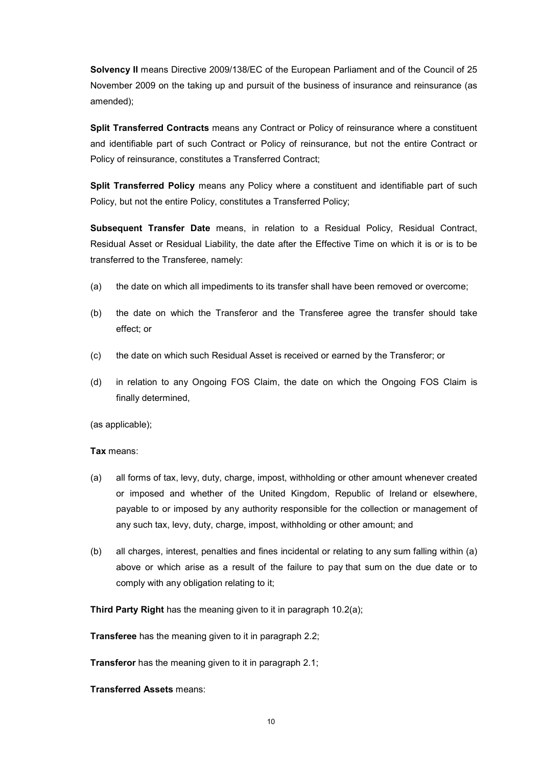**Solvency II** means Directive 2009/138/EC of the European Parliament and of the Council of 25 November 2009 on the taking up and pursuit of the business of insurance and reinsurance (as amended);

**Split Transferred Contracts** means any Contract or Policy of reinsurance where a constituent and identifiable part of such Contract or Policy of reinsurance, but not the entire Contract or Policy of reinsurance, constitutes a Transferred Contract;

**Split Transferred Policy** means any Policy where a constituent and identifiable part of such Policy, but not the entire Policy, constitutes a Transferred Policy;

**Subsequent Transfer Date** means, in relation to a Residual Policy, Residual Contract, Residual Asset or Residual Liability, the date after the Effective Time on which it is or is to be transferred to the Transferee, namely:

(a) the date on which all impediments to its transfer shall have been removed or overcome;

(b) the date on which the Transferor and the Transferee agree the transfer should take effect; or

(c) the date on which such Residual Asset is received or earned by the Transferor; or

(d) in relation to any Ongoing FOS Claim, the date on which the Ongoing FOS Claim is finally determined,

(as applicable);

**Tax** means:

(a) all forms of tax, levy, duty, charge, impost, withholding or other amount whenever created or imposed and whether of the United Kingdom, Republic of Ireland or elsewhere, payable to or imposed by any authority responsible for the collection or management of any such tax, levy, duty, charge, impost, withholding or other amount; and

(b) all charges, interest, penalties and fines incidental or relating to any sum falling within (a) above or which arise as a result of the failure to pay that sum on the due date or to comply with any obligation relating to it;

**Third Party Right** has the meaning given to it in paragraph 10.2(a);

**Transferee** has the meaning given to it in paragraph 2.2;

**Transferor** has the meaning given to it in paragraph 2.1;

**Transferred Assets** means: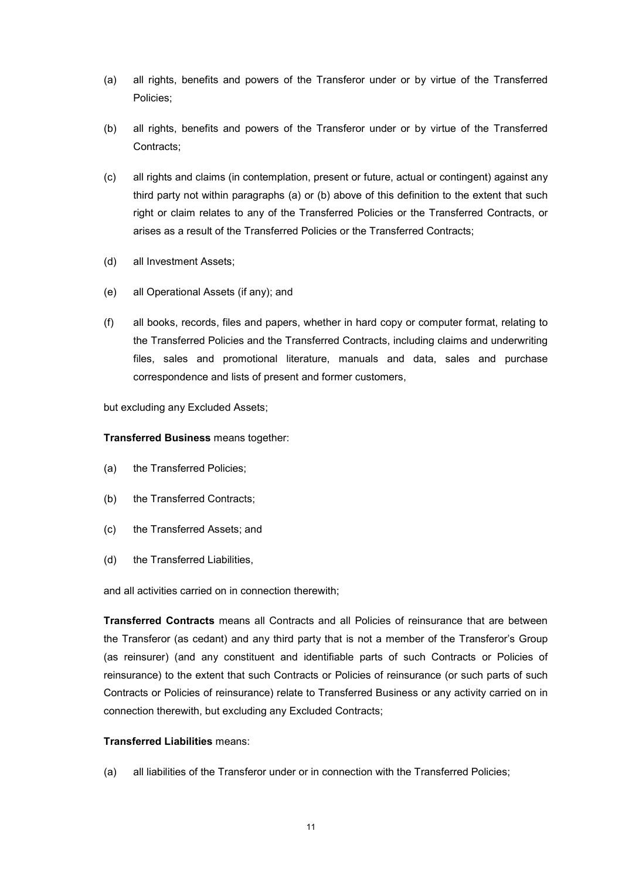(a) all rights, benefits and powers of the Transferor under or by virtue of the Transferred Policies;

(b) all rights, benefits and powers of the Transferor under or by virtue of the Transferred Contracts;

(c) all rights and claims (in contemplation, present or future, actual or contingent) against any third party not within paragraphs (a) or (b) above of this definition to the extent that such right or claim relates to any of the Transferred Policies or the Transferred Contracts, or arises as a result of the Transferred Policies or the Transferred Contracts;

(d) all Investment Assets;

(e) all Operational Assets (if any); and

(f) all books, records, files and papers, whether in hard copy or computer format, relating to the Transferred Policies and the Transferred Contracts, including claims and underwriting files, sales and promotional literature, manuals and data, sales and purchase correspondence and lists of present and former customers,

but excluding any Excluded Assets;

**Transferred Business** means together:

(a) the Transferred Policies;

(b) the Transferred Contracts;

(c) the Transferred Assets; and

(d) the Transferred Liabilities,

and all activities carried on in connection therewith;

**Transferred Contracts** means all Contracts and all Policies of reinsurance that are between the Transferor (as cedant) and any third party that is not a member of the Transferor's Group (as reinsurer) (and any constituent and identifiable parts of such Contracts or Policies of reinsurance) to the extent that such Contracts or Policies of reinsurance (or such parts of such Contracts or Policies of reinsurance) relate to Transferred Business or any activity carried on in connection therewith, but excluding any Excluded Contracts;

**Transferred Liabilities** means:

(a) all liabilities of the Transferor under or in connection with the Transferred Policies;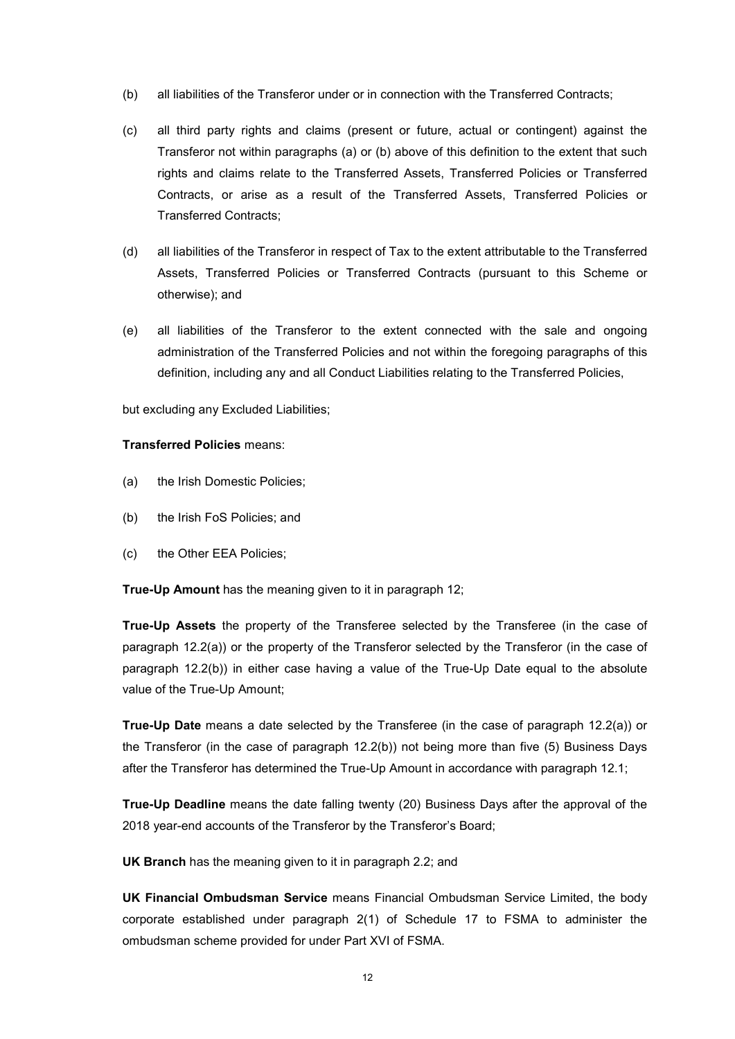(b) all liabilities of the Transferor under or in connection with the Transferred Contracts;

(c) all third party rights and claims (present or future, actual or contingent) against the Transferor not within paragraphs (a) or (b) above of this definition to the extent that such rights and claims relate to the Transferred Assets, Transferred Policies or Transferred Contracts, or arise as a result of the Transferred Assets, Transferred Policies or Transferred Contracts;

(d) all liabilities of the Transferor in respect of Tax to the extent attributable to the Transferred Assets, Transferred Policies or Transferred Contracts (pursuant to this Scheme or otherwise); and

(e) all liabilities of the Transferor to the extent connected with the sale and ongoing administration of the Transferred Policies and not within the foregoing paragraphs of this definition, including any and all Conduct Liabilities relating to the Transferred Policies,

but excluding any Excluded Liabilities;

**Transferred Policies** means:

(a) the Irish Domestic Policies;

(b) the Irish FoS Policies; and

(c) the Other EEA Policies;

**True-Up Amount** has the meaning given to it in paragraph 12;

**True-Up Assets** the property of the Transferee selected by the Transferee (in the case of paragraph 12.2(a)) or the property of the Transferor selected by the Transferor (in the case of paragraph 12.2(b)) in either case having a value of the True-Up Date equal to the absolute value of the True-Up Amount;

**True-Up Date** means a date selected by the Transferee (in the case of paragraph 12.2(a)) or the Transferor (in the case of paragraph 12.2(b)) not being more than five (5) Business Days after the Transferor has determined the True-Up Amount in accordance with paragraph 12.1;

**True-Up Deadline** means the date falling twenty (20) Business Days after the approval of the 2018 year-end accounts of the Transferor by the Transferor's Board;

**UK Branch** has the meaning given to it in paragraph 2.2; and

**UK Financial Ombudsman Service** means Financial Ombudsman Service Limited, the body corporate established under paragraph 2(1) of Schedule 17 to FSMA to administer the ombudsman scheme provided for under Part XVI of FSMA.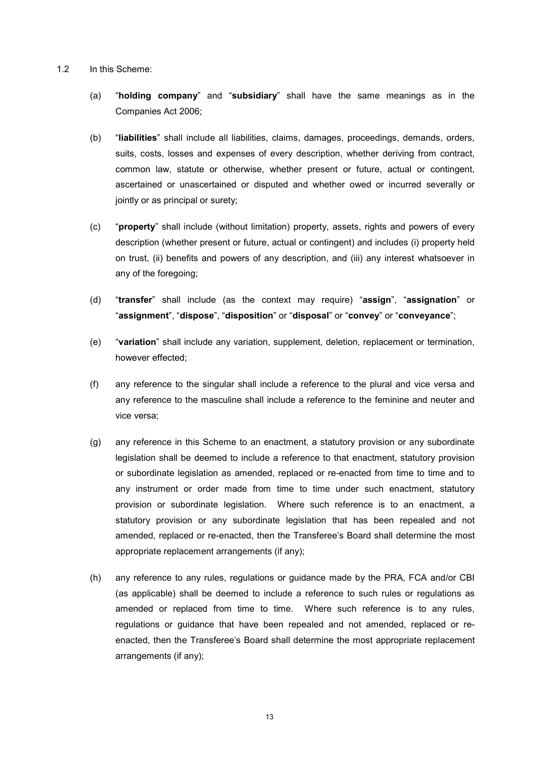1.2 In this Scheme:

(a) "**holding company**" and "**subsidiary**" shall have the same meanings as in the Companies Act 2006;

(b) "**liabilities**" shall include all liabilities, claims, damages, proceedings, demands, orders, suits, costs, losses and expenses of every description, whether deriving from contract, common law, statute or otherwise, whether present or future, actual or contingent, ascertained or unascertained or disputed and whether owed or incurred severally or jointly or as principal or surety;

(c) "**property**" shall include (without limitation) property, assets, rights and powers of every description (whether present or future, actual or contingent) and includes (i) property held on trust, (ii) benefits and powers of any description, and (iii) any interest whatsoever in any of the foregoing;

(d) "**transfer**" shall include (as the context may require) "**assign**", "**assignation**" or "**assignment**", "**dispose**", "**disposition**" or "**disposal**" or "**convey**" or "**conveyance**";

(e) "**variation**" shall include any variation, supplement, deletion, replacement or termination, however effected;

(f) any reference to the singular shall include a reference to the plural and vice versa and any reference to the masculine shall include a reference to the feminine and neuter and vice versa;

(g) any reference in this Scheme to an enactment, a statutory provision or any subordinate legislation shall be deemed to include a reference to that enactment, statutory provision or subordinate legislation as amended, replaced or re-enacted from time to time and to any instrument or order made from time to time under such enactment, statutory provision or subordinate legislation. Where such reference is to an enactment, a statutory provision or any subordinate legislation that has been repealed and not amended, replaced or re-enacted, then the Transferee's Board shall determine the most appropriate replacement arrangements (if any);

(h) any reference to any rules, regulations or guidance made by the PRA, FCA and/or CBI (as applicable) shall be deemed to include a reference to such rules or regulations as amended or replaced from time to time. Where such reference is to any rules, regulations or guidance that have been repealed and not amended, replaced or re-enacted, then the Transferee's Board shall determine the most appropriate replacement arrangements (if any);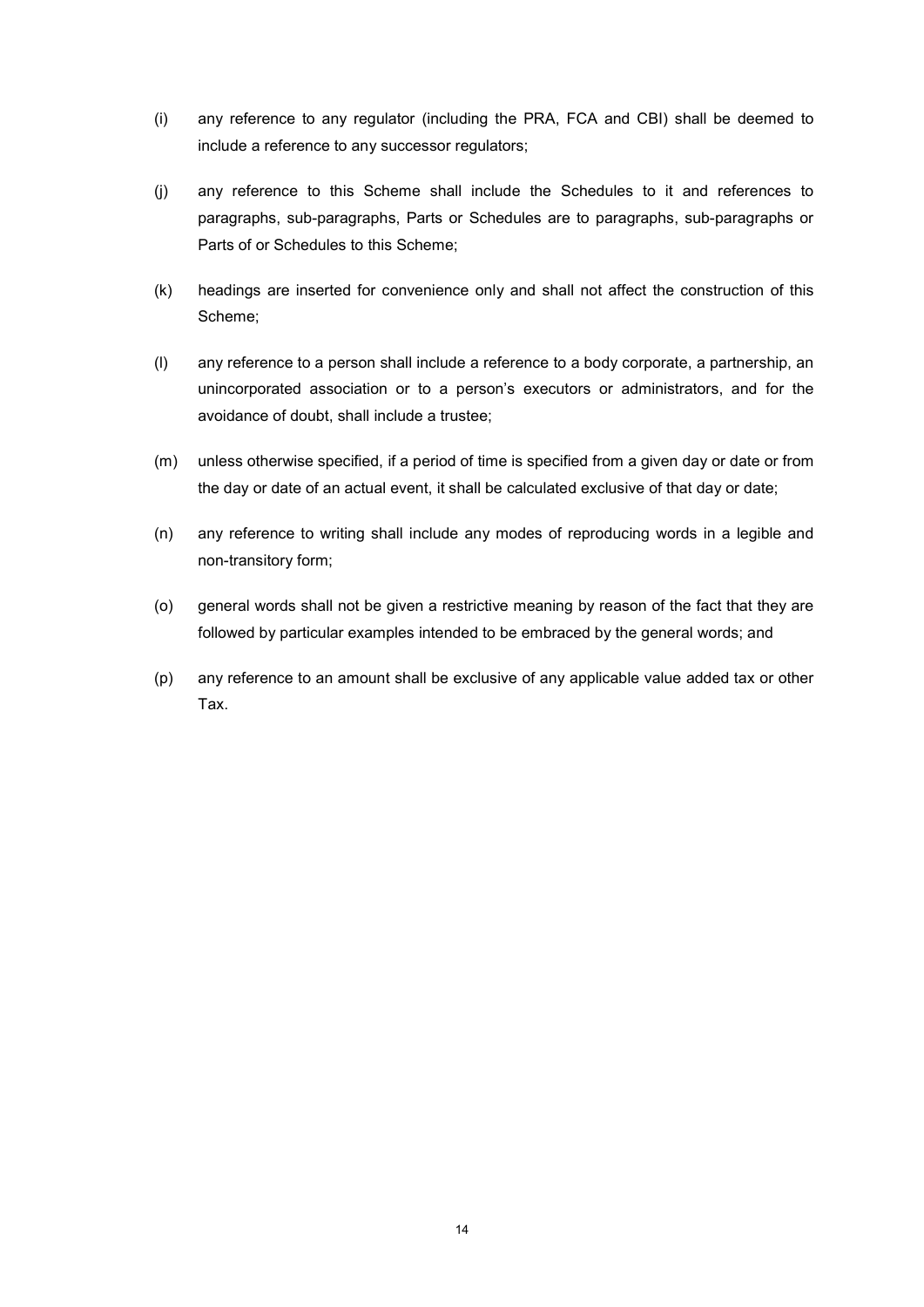(i) any reference to any regulator (including the PRA, FCA and CBI) shall be deemed to include a reference to any successor regulators;

(j) any reference to this Scheme shall include the Schedules to it and references to paragraphs, sub-paragraphs, Parts or Schedules are to paragraphs, sub-paragraphs or Parts of or Schedules to this Scheme;

(k) headings are inserted for convenience only and shall not affect the construction of this Scheme;

(l) any reference to a person shall include a reference to a body corporate, a partnership, an unincorporated association or to a person's executors or administrators, and for the avoidance of doubt, shall include a trustee;

(m) unless otherwise specified, if a period of time is specified from a given day or date or from the day or date of an actual event, it shall be calculated exclusive of that day or date;

(n) any reference to writing shall include any modes of reproducing words in a legible and non-transitory form;

(o) general words shall not be given a restrictive meaning by reason of the fact that they are followed by particular examples intended to be embraced by the general words; and

(p) any reference to an amount shall be exclusive of any applicable value added tax or other Tax.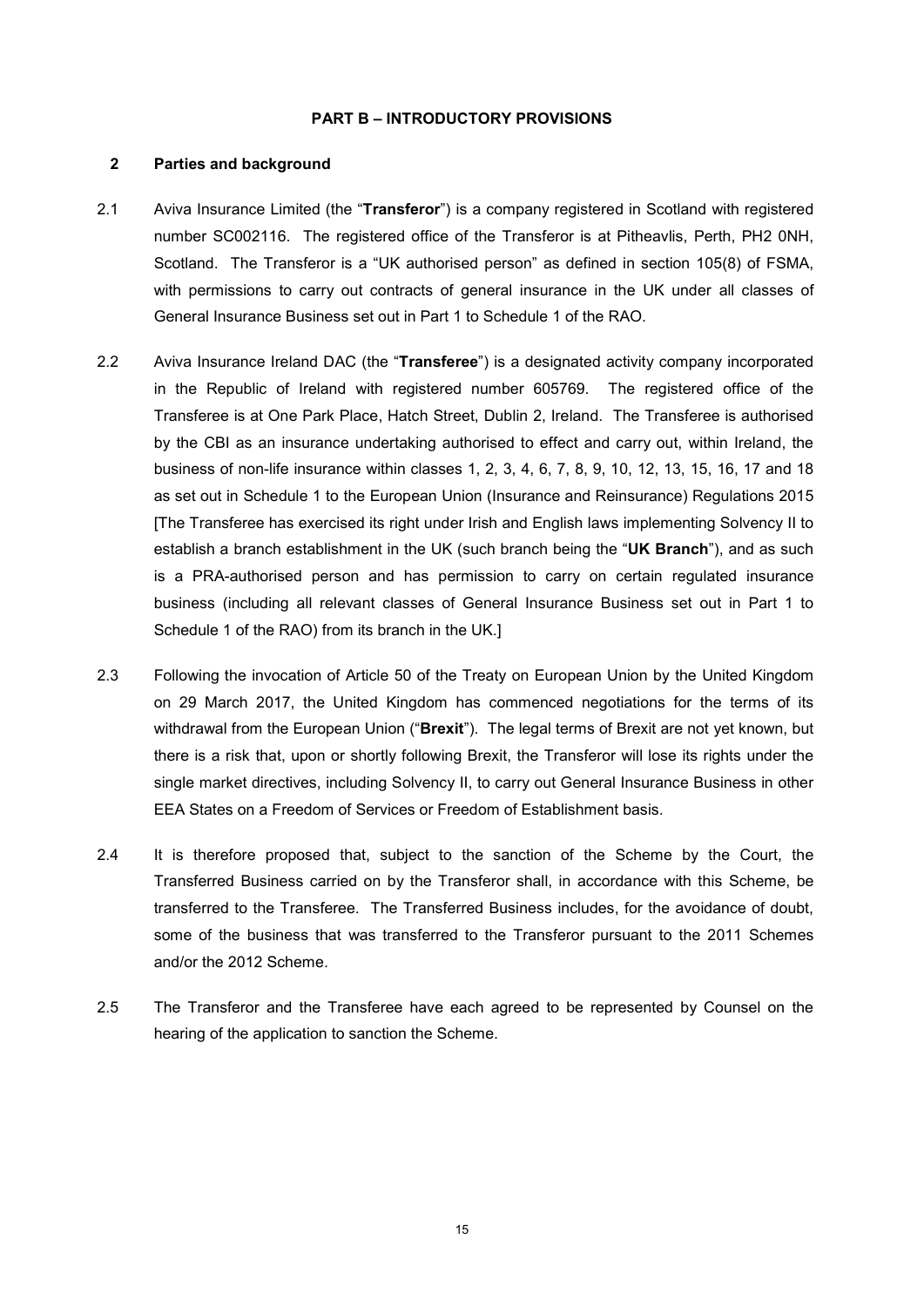## PART B – INTRODUCTORY PROVISIONS

### 2 Parties and background

2.1 Aviva Insurance Limited (the "**Transferor**") is a company registered in Scotland with registered number SC002116. The registered office of the Transferor is at Pitheavlis, Perth, PH2 0NH, Scotland. The Transferor is a "UK authorised person" as defined in section 105(8) of FSMA, with permissions to carry out contracts of general insurance in the UK under all classes of General Insurance Business set out in Part 1 to Schedule 1 of the RAO.

2.2 Aviva Insurance Ireland DAC (the "**Transferee**") is a designated activity company incorporated in the Republic of Ireland with registered number 605769. The registered office of the Transferee is at One Park Place, Hatch Street, Dublin 2, Ireland. The Transferee is authorised by the CBI as an insurance undertaking authorised to effect and carry out, within Ireland, the business of non-life insurance within classes 1, 2, 3, 4, 6, 7, 8, 9, 10, 12, 13, 15, 16, 17 and 18 as set out in Schedule 1 to the European Union (Insurance and Reinsurance) Regulations 2015 [The Transferee has exercised its right under Irish and English laws implementing Solvency II to establish a branch establishment in the UK (such branch being the "**UK Branch**"), and as such is a PRA-authorised person and has permission to carry on certain regulated insurance business (including all relevant classes of General Insurance Business set out in Part 1 to Schedule 1 of the RAO) from its branch in the UK.]

2.3 Following the invocation of Article 50 of the Treaty on European Union by the United Kingdom on 29 March 2017, the United Kingdom has commenced negotiations for the terms of its withdrawal from the European Union ("**Brexit**"). The legal terms of Brexit are not yet known, but there is a risk that, upon or shortly following Brexit, the Transferor will lose its rights under the single market directives, including Solvency II, to carry out General Insurance Business in other EEA States on a Freedom of Services or Freedom of Establishment basis.

2.4 It is therefore proposed that, subject to the sanction of the Scheme by the Court, the Transferred Business carried on by the Transferor shall, in accordance with this Scheme, be transferred to the Transferee. The Transferred Business includes, for the avoidance of doubt, some of the business that was transferred to the Transferor pursuant to the 2011 Schemes and/or the 2012 Scheme.

2.5 The Transferor and the Transferee have each agreed to be represented by Counsel on the hearing of the application to sanction the Scheme.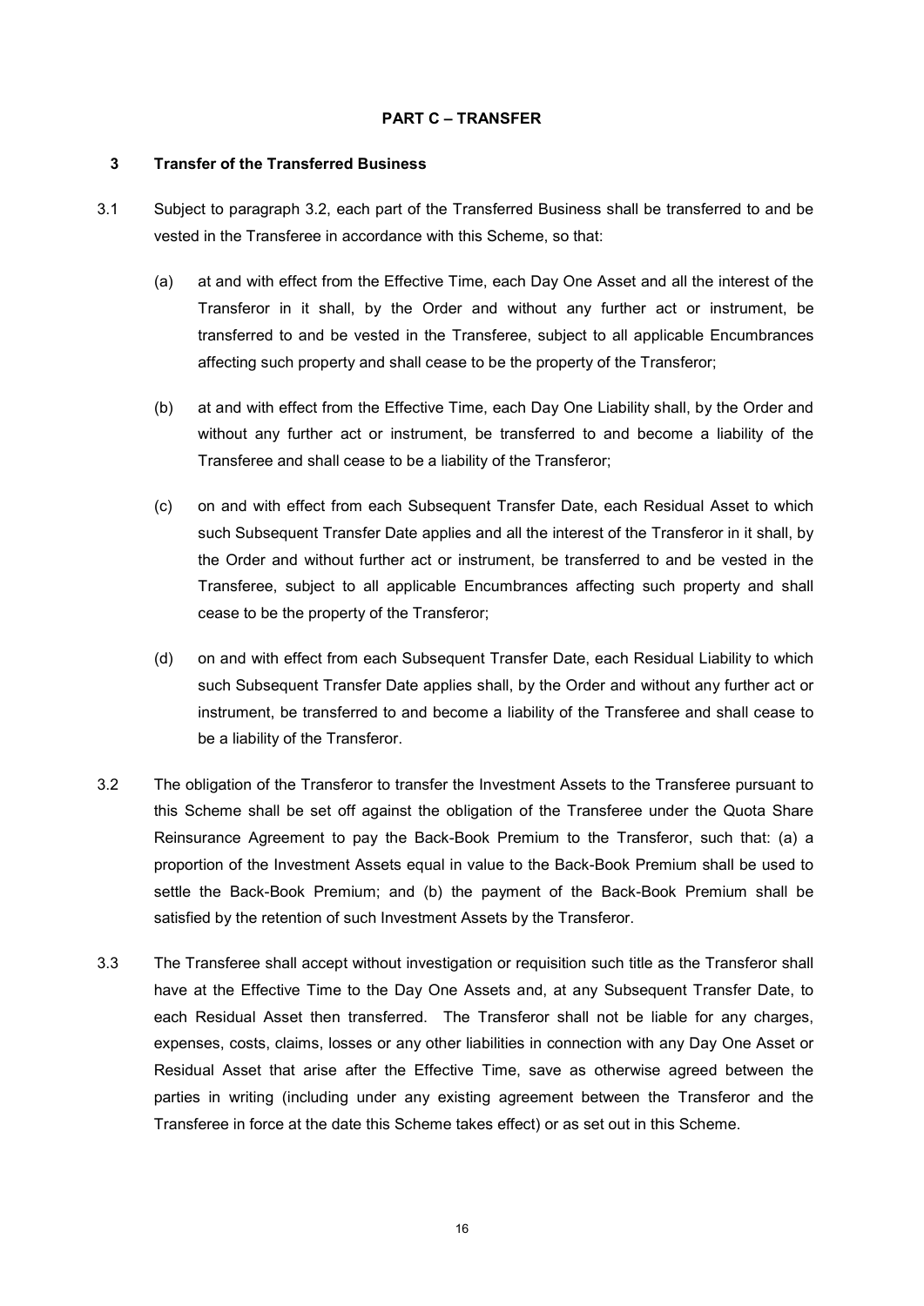## PART C – TRANSFER

### 3 Transfer of the Transferred Business

3.1 Subject to paragraph 3.2, each part of the Transferred Business shall be transferred to and be vested in the Transferee in accordance with this Scheme, so that:

(a) at and with effect from the Effective Time, each Day One Asset and all the interest of the Transferor in it shall, by the Order and without any further act or instrument, be transferred to and be vested in the Transferee, subject to all applicable Encumbrances affecting such property and shall cease to be the property of the Transferor;

(b) at and with effect from the Effective Time, each Day One Liability shall, by the Order and without any further act or instrument, be transferred to and become a liability of the Transferee and shall cease to be a liability of the Transferor;

(c) on and with effect from each Subsequent Transfer Date, each Residual Asset to which such Subsequent Transfer Date applies and all the interest of the Transferor in it shall, by the Order and without further act or instrument, be transferred to and be vested in the Transferee, subject to all applicable Encumbrances affecting such property and shall cease to be the property of the Transferor;

(d) on and with effect from each Subsequent Transfer Date, each Residual Liability to which such Subsequent Transfer Date applies shall, by the Order and without any further act or instrument, be transferred to and become a liability of the Transferee and shall cease to be a liability of the Transferor.

3.2 The obligation of the Transferor to transfer the Investment Assets to the Transferee pursuant to this Scheme shall be set off against the obligation of the Transferee under the Quota Share Reinsurance Agreement to pay the Back-Book Premium to the Transferor, such that: (a) a proportion of the Investment Assets equal in value to the Back-Book Premium shall be used to settle the Back-Book Premium; and (b) the payment of the Back-Book Premium shall be satisfied by the retention of such Investment Assets by the Transferor.

3.3 The Transferee shall accept without investigation or requisition such title as the Transferor shall have at the Effective Time to the Day One Assets and, at any Subsequent Transfer Date, to each Residual Asset then transferred. The Transferor shall not be liable for any charges, expenses, costs, claims, losses or any other liabilities in connection with any Day One Asset or Residual Asset that arise after the Effective Time, save as otherwise agreed between the parties in writing (including under any existing agreement between the Transferor and the Transferee in force at the date this Scheme takes effect) or as set out in this Scheme.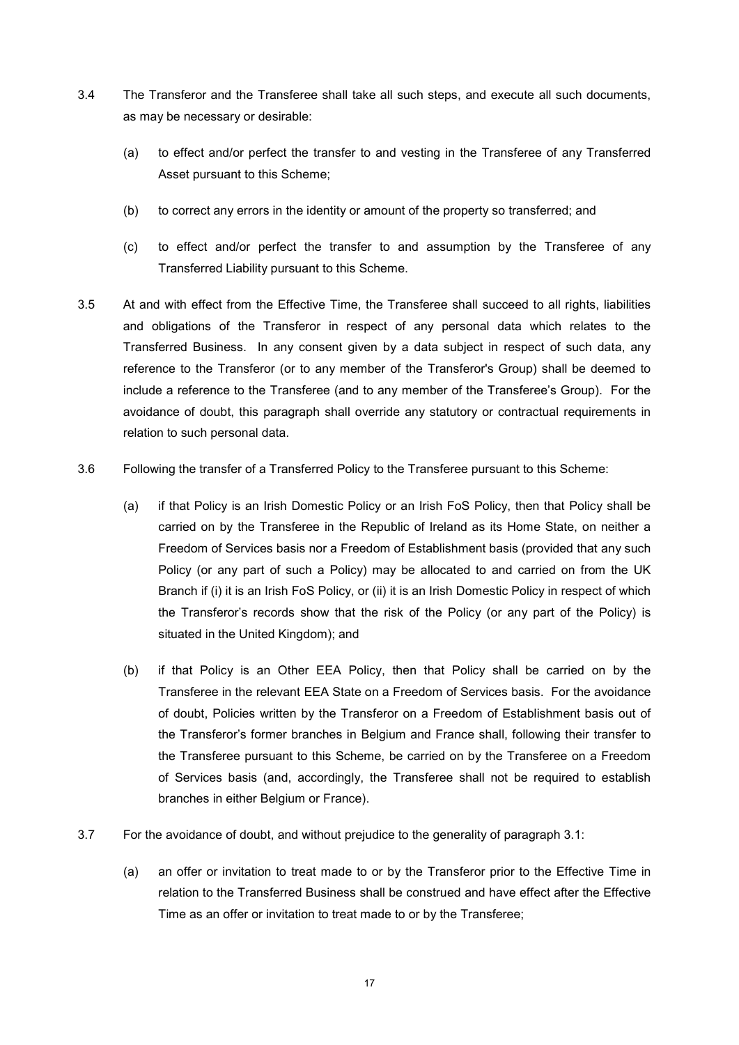3.4 The Transferor and the Transferee shall take all such steps, and execute all such documents, as may be necessary or desirable:

(a) to effect and/or perfect the transfer to and vesting in the Transferee of any Transferred Asset pursuant to this Scheme;

(b) to correct any errors in the identity or amount of the property so transferred; and

(c) to effect and/or perfect the transfer to and assumption by the Transferee of any Transferred Liability pursuant to this Scheme.

3.5 At and with effect from the Effective Time, the Transferee shall succeed to all rights, liabilities and obligations of the Transferor in respect of any personal data which relates to the Transferred Business. In any consent given by a data subject in respect of such data, any reference to the Transferor (or to any member of the Transferor's Group) shall be deemed to include a reference to the Transferee (and to any member of the Transferee's Group). For the avoidance of doubt, this paragraph shall override any statutory or contractual requirements in relation to such personal data.

3.6 Following the transfer of a Transferred Policy to the Transferee pursuant to this Scheme:

(a) if that Policy is an Irish Domestic Policy or an Irish FoS Policy, then that Policy shall be carried on by the Transferee in the Republic of Ireland as its Home State, on neither a Freedom of Services basis nor a Freedom of Establishment basis (provided that any such Policy (or any part of such a Policy) may be allocated to and carried on from the UK Branch if (i) it is an Irish FoS Policy, or (ii) it is an Irish Domestic Policy in respect of which the Transferor's records show that the risk of the Policy (or any part of the Policy) is situated in the United Kingdom); and

(b) if that Policy is an Other EEA Policy, then that Policy shall be carried on by the Transferee in the relevant EEA State on a Freedom of Services basis. For the avoidance of doubt, Policies written by the Transferor on a Freedom of Establishment basis out of the Transferor's former branches in Belgium and France shall, following their transfer to the Transferee pursuant to this Scheme, be carried on by the Transferee on a Freedom of Services basis (and, accordingly, the Transferee shall not be required to establish branches in either Belgium or France).

3.7 For the avoidance of doubt, and without prejudice to the generality of paragraph 3.1:

(a) an offer or invitation to treat made to or by the Transferor prior to the Effective Time in relation to the Transferred Business shall be construed and have effect after the Effective Time as an offer or invitation to treat made to or by the Transferee;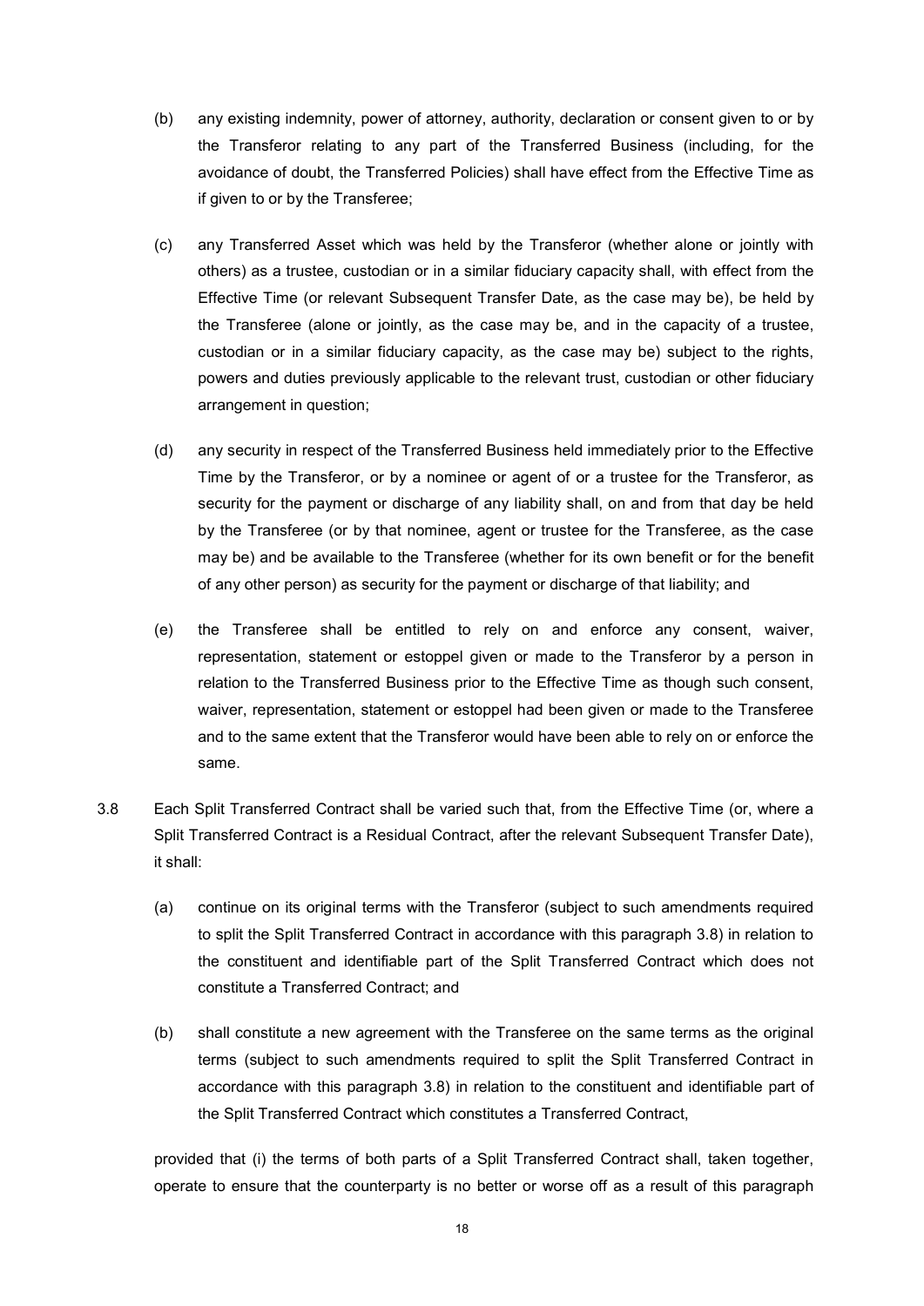(b) any existing indemnity, power of attorney, authority, declaration or consent given to or by the Transferor relating to any part of the Transferred Business (including, for the avoidance of doubt, the Transferred Policies) shall have effect from the Effective Time as if given to or by the Transferee;

(c) any Transferred Asset which was held by the Transferor (whether alone or jointly with others) as a trustee, custodian or in a similar fiduciary capacity shall, with effect from the Effective Time (or relevant Subsequent Transfer Date, as the case may be), be held by the Transferee (alone or jointly, as the case may be, and in the capacity of a trustee, custodian or in a similar fiduciary capacity, as the case may be) subject to the rights, powers and duties previously applicable to the relevant trust, custodian or other fiduciary arrangement in question;

(d) any security in respect of the Transferred Business held immediately prior to the Effective Time by the Transferor, or by a nominee or agent of or a trustee for the Transferor, as security for the payment or discharge of any liability shall, on and from that day be held by the Transferee (or by that nominee, agent or trustee for the Transferee, as the case may be) and be available to the Transferee (whether for its own benefit or for the benefit of any other person) as security for the payment or discharge of that liability; and

(e) the Transferee shall be entitled to rely on and enforce any consent, waiver, representation, statement or estoppel given or made to the Transferor by a person in relation to the Transferred Business prior to the Effective Time as though such consent, waiver, representation, statement or estoppel had been given or made to the Transferee and to the same extent that the Transferor would have been able to rely on or enforce the same.

3.8 Each Split Transferred Contract shall be varied such that, from the Effective Time (or, where a Split Transferred Contract is a Residual Contract, after the relevant Subsequent Transfer Date), it shall:

(a) continue on its original terms with the Transferor (subject to such amendments required to split the Split Transferred Contract in accordance with this paragraph 3.8) in relation to the constituent and identifiable part of the Split Transferred Contract which does not constitute a Transferred Contract; and

(b) shall constitute a new agreement with the Transferee on the same terms as the original terms (subject to such amendments required to split the Split Transferred Contract in accordance with this paragraph 3.8) in relation to the constituent and identifiable part of the Split Transferred Contract which constitutes a Transferred Contract,

provided that (i) the terms of both parts of a Split Transferred Contract shall, taken together, operate to ensure that the counterparty is no better or worse off as a result of this paragraph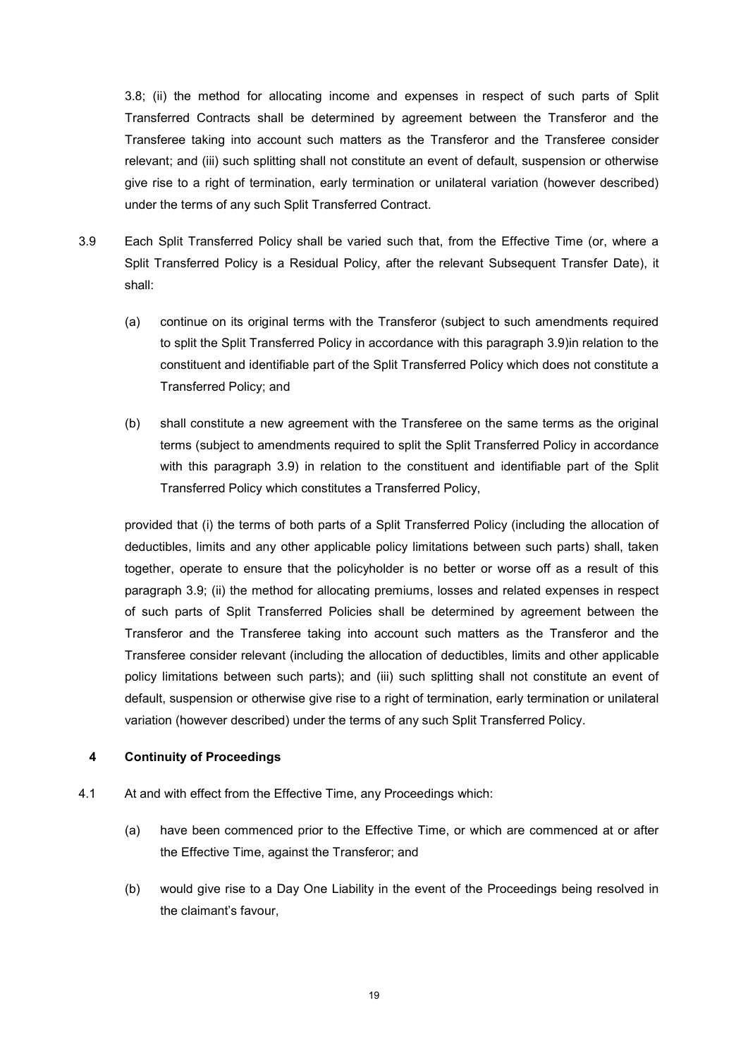3.8; (ii) the method for allocating income and expenses in respect of such parts of Split Transferred Contracts shall be determined by agreement between the Transferor and the Transferee taking into account such matters as the Transferor and the Transferee consider relevant; and (iii) such splitting shall not constitute an event of default, suspension or otherwise give rise to a right of termination, early termination or unilateral variation (however described) under the terms of any such Split Transferred Contract.

3.9 Each Split Transferred Policy shall be varied such that, from the Effective Time (or, where a Split Transferred Policy is a Residual Policy, after the relevant Subsequent Transfer Date), it shall:

(a) continue on its original terms with the Transferor (subject to such amendments required to split the Split Transferred Policy in accordance with this paragraph 3.9)in relation to the constituent and identifiable part of the Split Transferred Policy which does not constitute a Transferred Policy; and

(b) shall constitute a new agreement with the Transferee on the same terms as the original terms (subject to amendments required to split the Split Transferred Policy in accordance with this paragraph 3.9) in relation to the constituent and identifiable part of the Split Transferred Policy which constitutes a Transferred Policy,

provided that (i) the terms of both parts of a Split Transferred Policy (including the allocation of deductibles, limits and any other applicable policy limitations between such parts) shall, taken together, operate to ensure that the policyholder is no better or worse off as a result of this paragraph 3.9; (ii) the method for allocating premiums, losses and related expenses in respect of such parts of Split Transferred Policies shall be determined by agreement between the Transferor and the Transferee taking into account such matters as the Transferor and the Transferee consider relevant (including the allocation of deductibles, limits and other applicable policy limitations between such parts); and (iii) such splitting shall not constitute an event of default, suspension or otherwise give rise to a right of termination, early termination or unilateral variation (however described) under the terms of any such Split Transferred Policy.

## 4 Continuity of Proceedings

4.1 At and with effect from the Effective Time, any Proceedings which:

(a) have been commenced prior to the Effective Time, or which are commenced at or after the Effective Time, against the Transferor; and

(b) would give rise to a Day One Liability in the event of the Proceedings being resolved in the claimant's favour,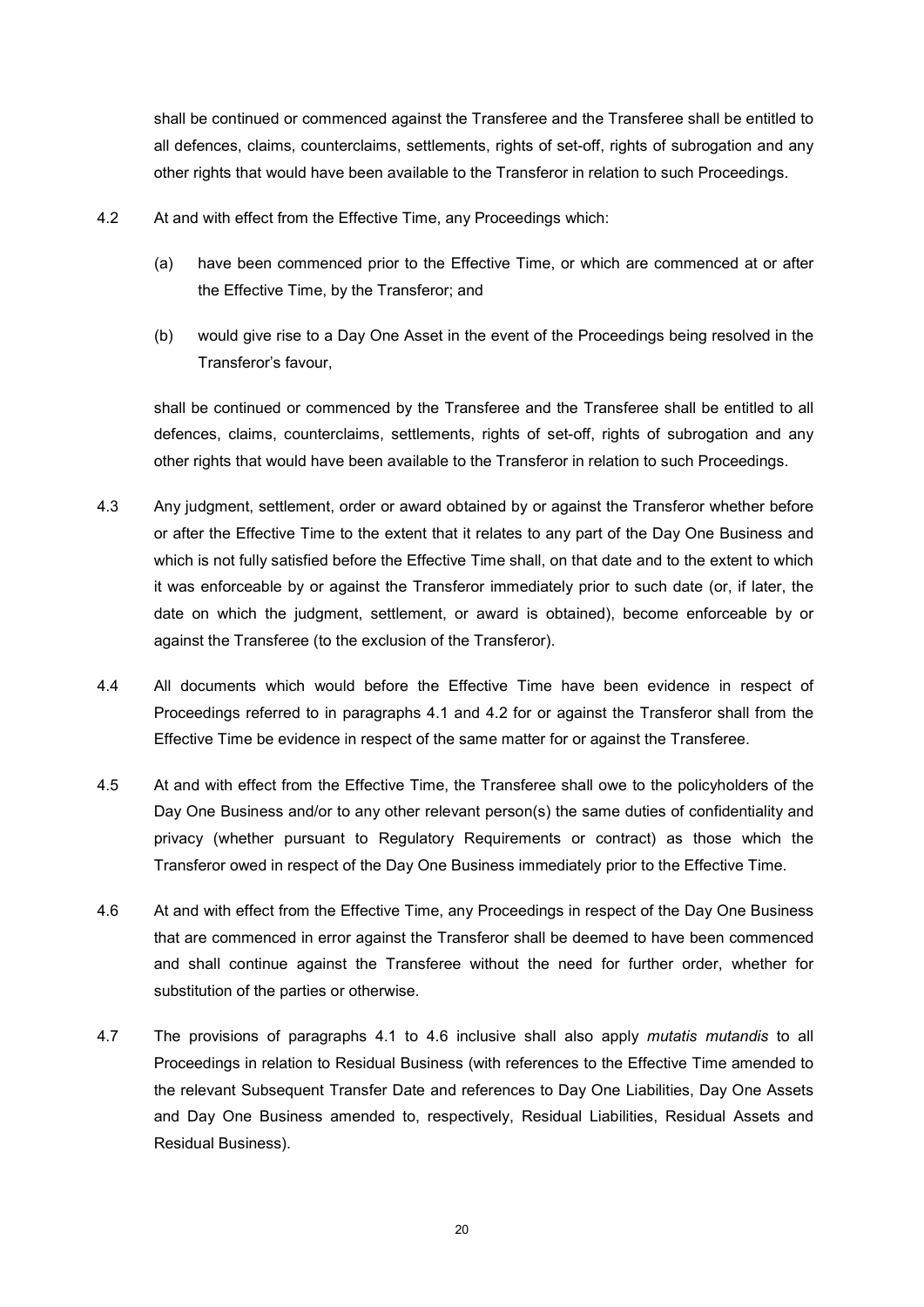shall be continued or commenced against the Transferee and the Transferee shall be entitled to all defences, claims, counterclaims, settlements, rights of set-off, rights of subrogation and any other rights that would have been available to the Transferor in relation to such Proceedings.

4.2 At and with effect from the Effective Time, any Proceedings which:

(a) have been commenced prior to the Effective Time, or which are commenced at or after the Effective Time, by the Transferor; and

(b) would give rise to a Day One Asset in the event of the Proceedings being resolved in the Transferor's favour,

shall be continued or commenced by the Transferee and the Transferee shall be entitled to all defences, claims, counterclaims, settlements, rights of set-off, rights of subrogation and any other rights that would have been available to the Transferor in relation to such Proceedings.

4.3 Any judgment, settlement, order or award obtained by or against the Transferor whether before or after the Effective Time to the extent that it relates to any part of the Day One Business and which is not fully satisfied before the Effective Time shall, on that date and to the extent to which it was enforceable by or against the Transferor immediately prior to such date (or, if later, the date on which the judgment, settlement, or award is obtained), become enforceable by or against the Transferee (to the exclusion of the Transferor).

4.4 All documents which would before the Effective Time have been evidence in respect of Proceedings referred to in paragraphs 4.1 and 4.2 for or against the Transferor shall from the Effective Time be evidence in respect of the same matter for or against the Transferee.

4.5 At and with effect from the Effective Time, the Transferee shall owe to the policyholders of the Day One Business and/or to any other relevant person(s) the same duties of confidentiality and privacy (whether pursuant to Regulatory Requirements or contract) as those which the Transferor owed in respect of the Day One Business immediately prior to the Effective Time.

4.6 At and with effect from the Effective Time, any Proceedings in respect of the Day One Business that are commenced in error against the Transferor shall be deemed to have been commenced and shall continue against the Transferee without the need for further order, whether for substitution of the parties or otherwise.

4.7 The provisions of paragraphs 4.1 to 4.6 inclusive shall also apply *mutatis mutandis* to all Proceedings in relation to Residual Business (with references to the Effective Time amended to the relevant Subsequent Transfer Date and references to Day One Liabilities, Day One Assets and Day One Business amended to, respectively, Residual Liabilities, Residual Assets and Residual Business).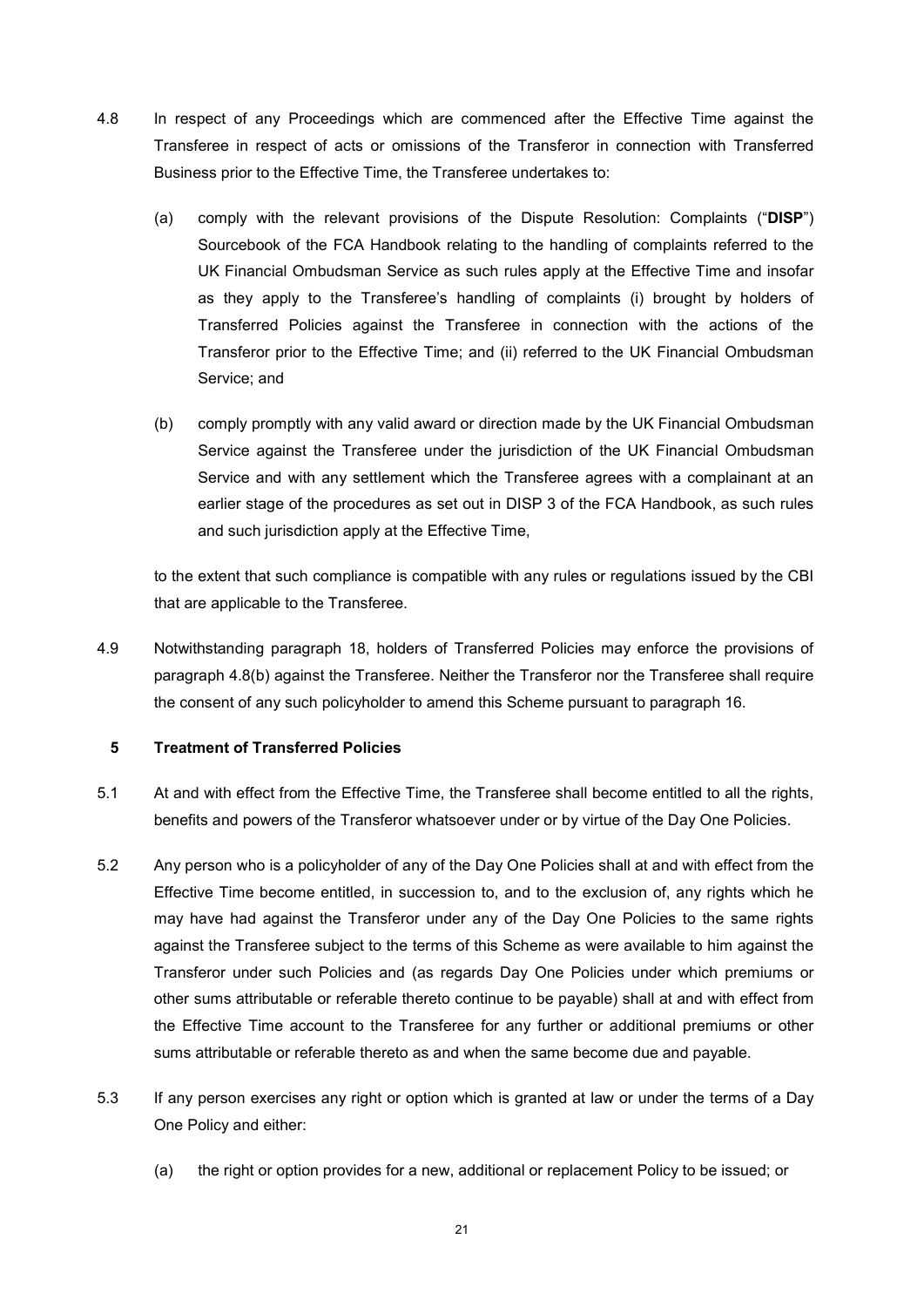4.8 In respect of any Proceedings which are commenced after the Effective Time against the Transferee in respect of acts or omissions of the Transferor in connection with Transferred Business prior to the Effective Time, the Transferee undertakes to:

(a) comply with the relevant provisions of the Dispute Resolution: Complaints ("**DISP**") Sourcebook of the FCA Handbook relating to the handling of complaints referred to the UK Financial Ombudsman Service as such rules apply at the Effective Time and insofar as they apply to the Transferee's handling of complaints (i) brought by holders of Transferred Policies against the Transferee in connection with the actions of the Transferor prior to the Effective Time; and (ii) referred to the UK Financial Ombudsman Service; and

(b) comply promptly with any valid award or direction made by the UK Financial Ombudsman Service against the Transferee under the jurisdiction of the UK Financial Ombudsman Service and with any settlement which the Transferee agrees with a complainant at an earlier stage of the procedures as set out in DISP 3 of the FCA Handbook, as such rules and such jurisdiction apply at the Effective Time,

to the extent that such compliance is compatible with any rules or regulations issued by the CBI that are applicable to the Transferee.

4.9 Notwithstanding paragraph 18, holders of Transferred Policies may enforce the provisions of paragraph 4.8(b) against the Transferee. Neither the Transferor nor the Transferee shall require the consent of any such policyholder to amend this Scheme pursuant to paragraph 16.

## 5 Treatment of Transferred Policies

5.1 At and with effect from the Effective Time, the Transferee shall become entitled to all the rights, benefits and powers of the Transferor whatsoever under or by virtue of the Day One Policies.

5.2 Any person who is a policyholder of any of the Day One Policies shall at and with effect from the Effective Time become entitled, in succession to, and to the exclusion of, any rights which he may have had against the Transferor under any of the Day One Policies to the same rights against the Transferee subject to the terms of this Scheme as were available to him against the Transferor under such Policies and (as regards Day One Policies under which premiums or other sums attributable or referable thereto continue to be payable) shall at and with effect from the Effective Time account to the Transferee for any further or additional premiums or other sums attributable or referable thereto as and when the same become due and payable.

5.3 If any person exercises any right or option which is granted at law or under the terms of a Day One Policy and either:

(a) the right or option provides for a new, additional or replacement Policy to be issued; or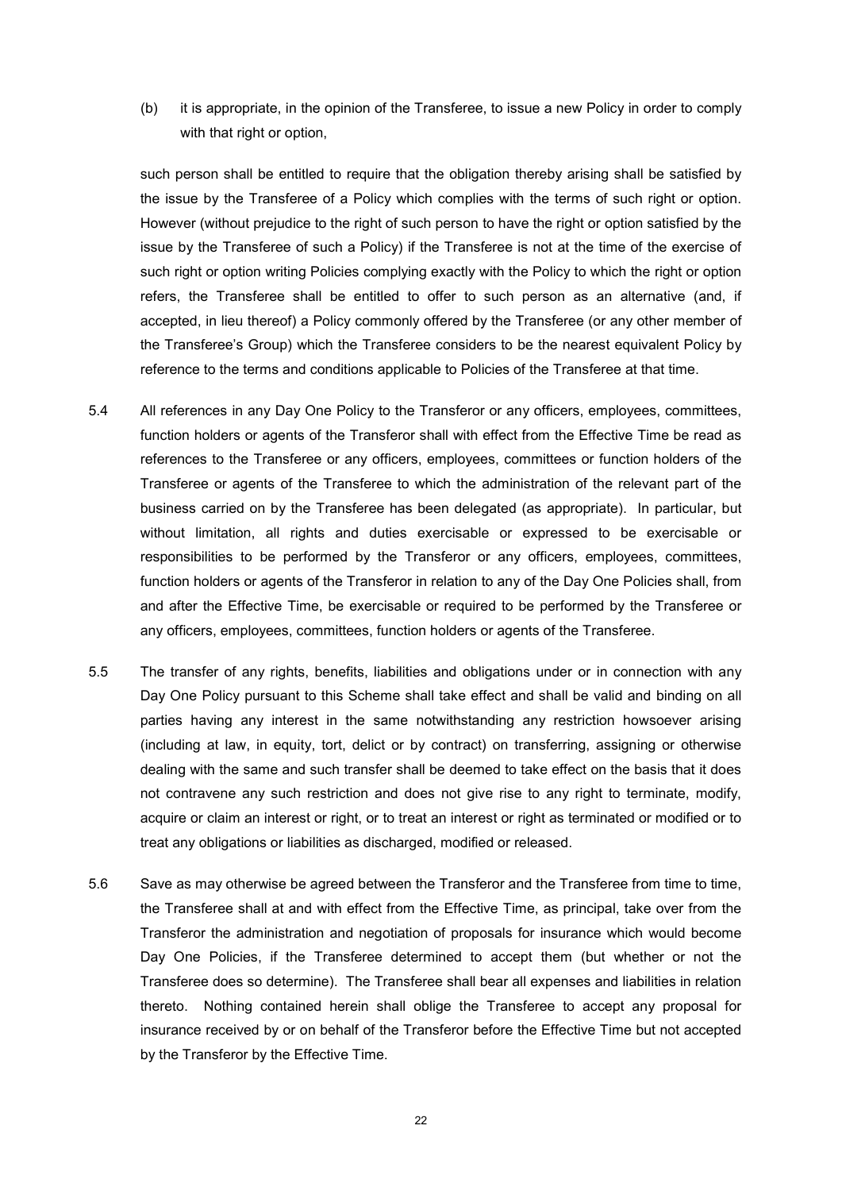(b) it is appropriate, in the opinion of the Transferee, to issue a new Policy in order to comply with that right or option,

such person shall be entitled to require that the obligation thereby arising shall be satisfied by the issue by the Transferee of a Policy which complies with the terms of such right or option. However (without prejudice to the right of such person to have the right or option satisfied by the issue by the Transferee of such a Policy) if the Transferee is not at the time of the exercise of such right or option writing Policies complying exactly with the Policy to which the right or option refers, the Transferee shall be entitled to offer to such person as an alternative (and, if accepted, in lieu thereof) a Policy commonly offered by the Transferee (or any other member of the Transferee's Group) which the Transferee considers to be the nearest equivalent Policy by reference to the terms and conditions applicable to Policies of the Transferee at that time.

5.4 All references in any Day One Policy to the Transferor or any officers, employees, committees, function holders or agents of the Transferor shall with effect from the Effective Time be read as references to the Transferee or any officers, employees, committees or function holders of the Transferee or agents of the Transferee to which the administration of the relevant part of the business carried on by the Transferee has been delegated (as appropriate). In particular, but without limitation, all rights and duties exercisable or expressed to be exercisable or responsibilities to be performed by the Transferor or any officers, employees, committees, function holders or agents of the Transferor in relation to any of the Day One Policies shall, from and after the Effective Time, be exercisable or required to be performed by the Transferee or any officers, employees, committees, function holders or agents of the Transferee.

5.5 The transfer of any rights, benefits, liabilities and obligations under or in connection with any Day One Policy pursuant to this Scheme shall take effect and shall be valid and binding on all parties having any interest in the same notwithstanding any restriction howsoever arising (including at law, in equity, tort, delict or by contract) on transferring, assigning or otherwise dealing with the same and such transfer shall be deemed to take effect on the basis that it does not contravene any such restriction and does not give rise to any right to terminate, modify, acquire or claim an interest or right, or to treat an interest or right as terminated or modified or to treat any obligations or liabilities as discharged, modified or released.

5.6 Save as may otherwise be agreed between the Transferor and the Transferee from time to time, the Transferee shall at and with effect from the Effective Time, as principal, take over from the Transferor the administration and negotiation of proposals for insurance which would become Day One Policies, if the Transferee determined to accept them (but whether or not the Transferee does so determine). The Transferee shall bear all expenses and liabilities in relation thereto. Nothing contained herein shall oblige the Transferee to accept any proposal for insurance received by or on behalf of the Transferor before the Effective Time but not accepted by the Transferor by the Effective Time.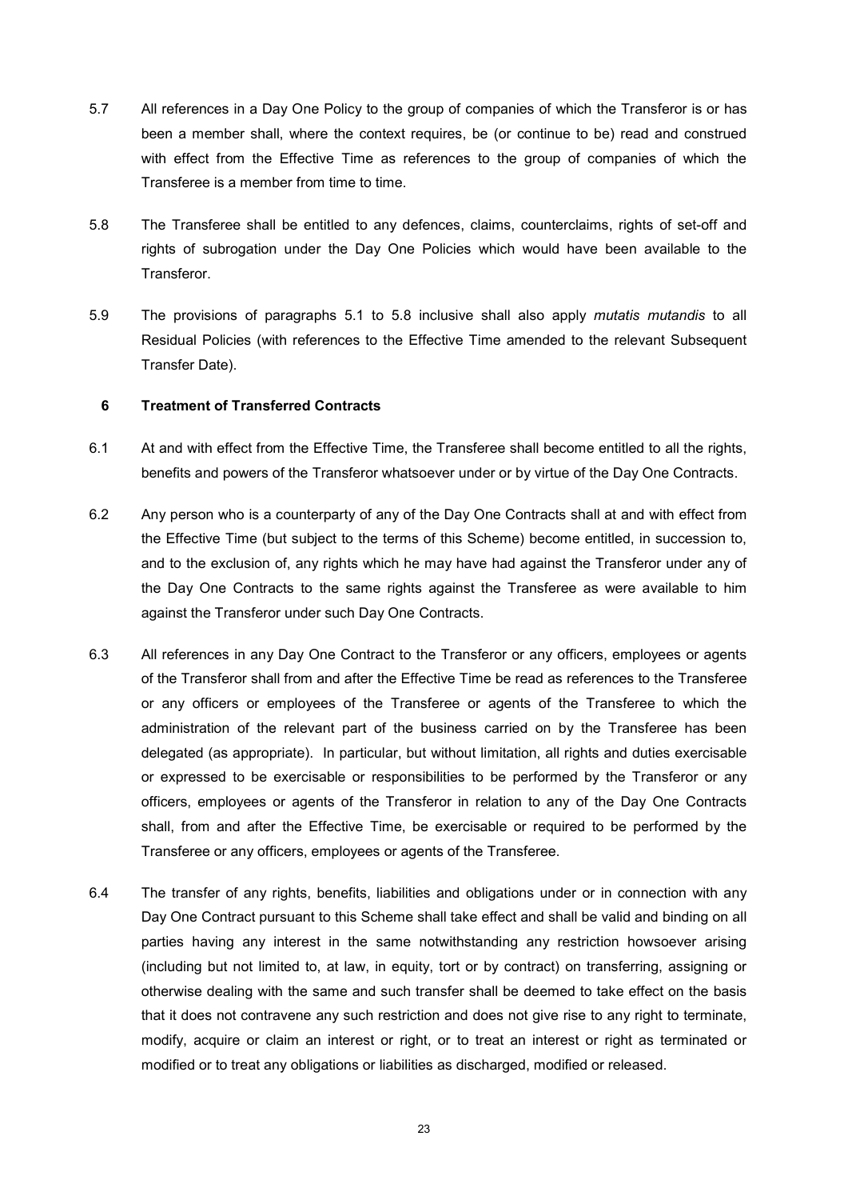5.7 All references in a Day One Policy to the group of companies of which the Transferor is or has been a member shall, where the context requires, be (or continue to be) read and construed with effect from the Effective Time as references to the group of companies of which the Transferee is a member from time to time.

5.8 The Transferee shall be entitled to any defences, claims, counterclaims, rights of set-off and rights of subrogation under the Day One Policies which would have been available to the Transferor.

5.9 The provisions of paragraphs 5.1 to 5.8 inclusive shall also apply *mutatis mutandis* to all Residual Policies (with references to the Effective Time amended to the relevant Subsequent Transfer Date).

## 6 Treatment of Transferred Contracts

6.1 At and with effect from the Effective Time, the Transferee shall become entitled to all the rights, benefits and powers of the Transferor whatsoever under or by virtue of the Day One Contracts.

6.2 Any person who is a counterparty of any of the Day One Contracts shall at and with effect from the Effective Time (but subject to the terms of this Scheme) become entitled, in succession to, and to the exclusion of, any rights which he may have had against the Transferor under any of the Day One Contracts to the same rights against the Transferee as were available to him against the Transferor under such Day One Contracts.

6.3 All references in any Day One Contract to the Transferor or any officers, employees or agents of the Transferor shall from and after the Effective Time be read as references to the Transferee or any officers or employees of the Transferee or agents of the Transferee to which the administration of the relevant part of the business carried on by the Transferee has been delegated (as appropriate). In particular, but without limitation, all rights and duties exercisable or expressed to be exercisable or responsibilities to be performed by the Transferor or any officers, employees or agents of the Transferor in relation to any of the Day One Contracts shall, from and after the Effective Time, be exercisable or required to be performed by the Transferee or any officers, employees or agents of the Transferee.

6.4 The transfer of any rights, benefits, liabilities and obligations under or in connection with any Day One Contract pursuant to this Scheme shall take effect and shall be valid and binding on all parties having any interest in the same notwithstanding any restriction howsoever arising (including but not limited to, at law, in equity, tort or by contract) on transferring, assigning or otherwise dealing with the same and such transfer shall be deemed to take effect on the basis that it does not contravene any such restriction and does not give rise to any right to terminate, modify, acquire or claim an interest or right, or to treat an interest or right as terminated or modified or to treat any obligations or liabilities as discharged, modified or released.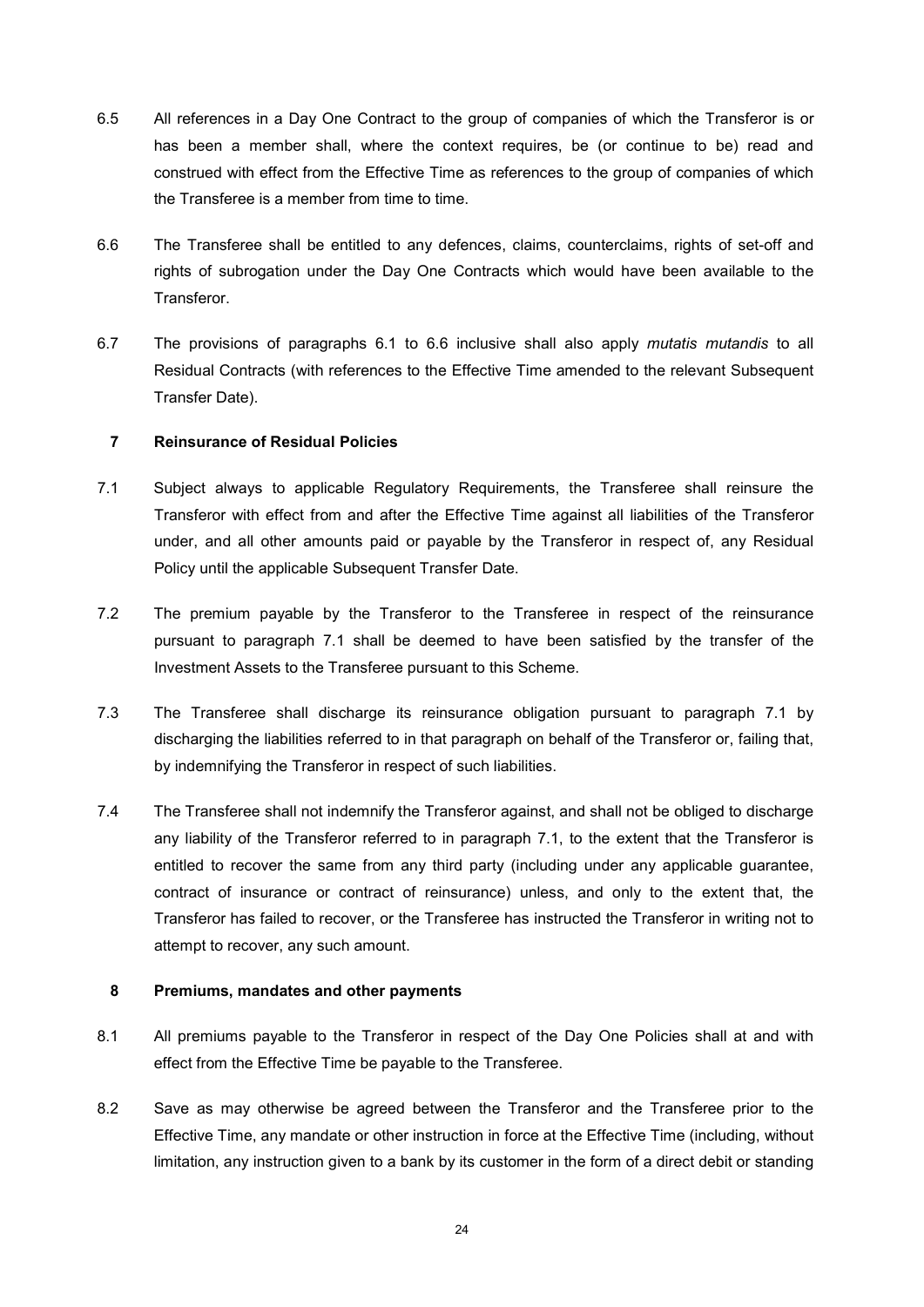6.5 All references in a Day One Contract to the group of companies of which the Transferor is or has been a member shall, where the context requires, be (or continue to be) read and construed with effect from the Effective Time as references to the group of companies of which the Transferee is a member from time to time.

6.6 The Transferee shall be entitled to any defences, claims, counterclaims, rights of set-off and rights of subrogation under the Day One Contracts which would have been available to the Transferor.

6.7 The provisions of paragraphs 6.1 to 6.6 inclusive shall also apply *mutatis mutandis* to all Residual Contracts (with references to the Effective Time amended to the relevant Subsequent Transfer Date).

## 7 Reinsurance of Residual Policies

7.1 Subject always to applicable Regulatory Requirements, the Transferee shall reinsure the Transferor with effect from and after the Effective Time against all liabilities of the Transferor under, and all other amounts paid or payable by the Transferor in respect of, any Residual Policy until the applicable Subsequent Transfer Date.

7.2 The premium payable by the Transferor to the Transferee in respect of the reinsurance pursuant to paragraph 7.1 shall be deemed to have been satisfied by the transfer of the Investment Assets to the Transferee pursuant to this Scheme.

7.3 The Transferee shall discharge its reinsurance obligation pursuant to paragraph 7.1 by discharging the liabilities referred to in that paragraph on behalf of the Transferor or, failing that, by indemnifying the Transferor in respect of such liabilities.

7.4 The Transferee shall not indemnify the Transferor against, and shall not be obliged to discharge any liability of the Transferor referred to in paragraph 7.1, to the extent that the Transferor is entitled to recover the same from any third party (including under any applicable guarantee, contract of insurance or contract of reinsurance) unless, and only to the extent that, the Transferor has failed to recover, or the Transferee has instructed the Transferor in writing not to attempt to recover, any such amount.

## 8 Premiums, mandates and other payments

8.1 All premiums payable to the Transferor in respect of the Day One Policies shall at and with effect from the Effective Time be payable to the Transferee.

8.2 Save as may otherwise be agreed between the Transferor and the Transferee prior to the Effective Time, any mandate or other instruction in force at the Effective Time (including, without limitation, any instruction given to a bank by its customer in the form of a direct debit or standing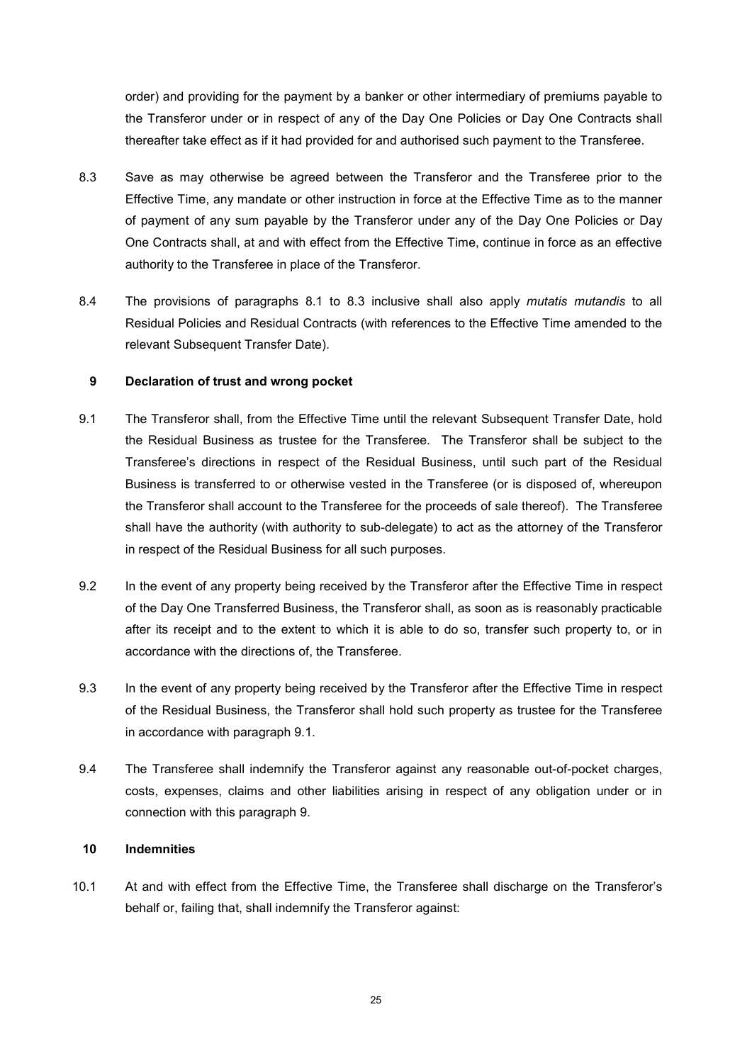order) and providing for the payment by a banker or other intermediary of premiums payable to the Transferor under or in respect of any of the Day One Policies or Day One Contracts shall thereafter take effect as if it had provided for and authorised such payment to the Transferee.

8.3 Save as may otherwise be agreed between the Transferor and the Transferee prior to the Effective Time, any mandate or other instruction in force at the Effective Time as to the manner of payment of any sum payable by the Transferor under any of the Day One Policies or Day One Contracts shall, at and with effect from the Effective Time, continue in force as an effective authority to the Transferee in place of the Transferor.

8.4 The provisions of paragraphs 8.1 to 8.3 inclusive shall also apply *mutatis mutandis* to all Residual Policies and Residual Contracts (with references to the Effective Time amended to the relevant Subsequent Transfer Date).

## 9 Declaration of trust and wrong pocket

9.1 The Transferor shall, from the Effective Time until the relevant Subsequent Transfer Date, hold the Residual Business as trustee for the Transferee. The Transferor shall be subject to the Transferee's directions in respect of the Residual Business, until such part of the Residual Business is transferred to or otherwise vested in the Transferee (or is disposed of, whereupon the Transferor shall account to the Transferee for the proceeds of sale thereof). The Transferee shall have the authority (with authority to sub-delegate) to act as the attorney of the Transferor in respect of the Residual Business for all such purposes.

9.2 In the event of any property being received by the Transferor after the Effective Time in respect of the Day One Transferred Business, the Transferor shall, as soon as is reasonably practicable after its receipt and to the extent to which it is able to do so, transfer such property to, or in accordance with the directions of, the Transferee.

9.3 In the event of any property being received by the Transferor after the Effective Time in respect of the Residual Business, the Transferor shall hold such property as trustee for the Transferee in accordance with paragraph 9.1.

9.4 The Transferee shall indemnify the Transferor against any reasonable out-of-pocket charges, costs, expenses, claims and other liabilities arising in respect of any obligation under or in connection with this paragraph 9.

## 10 Indemnities

10.1 At and with effect from the Effective Time, the Transferee shall discharge on the Transferor's behalf or, failing that, shall indemnify the Transferor against: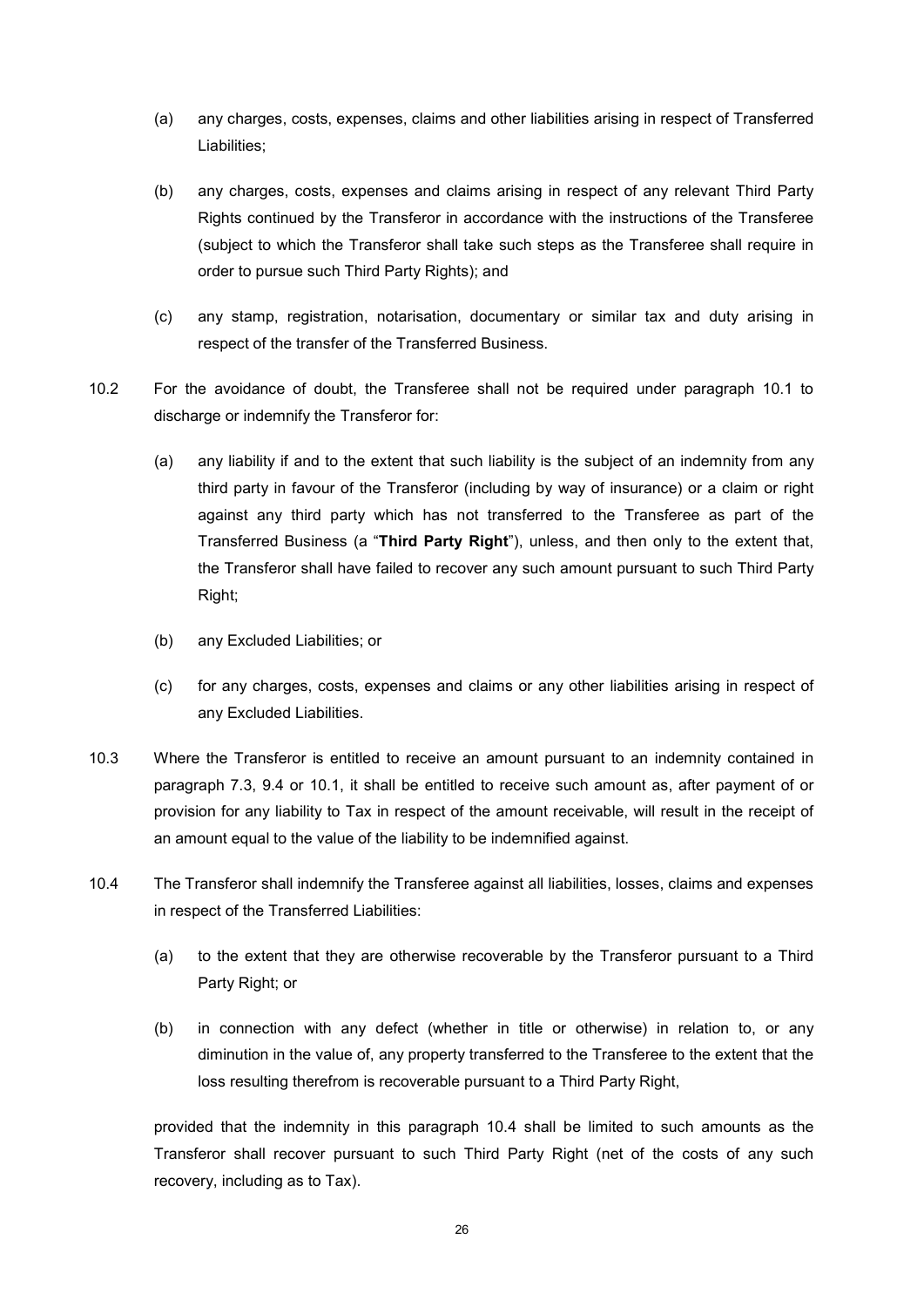(a) any charges, costs, expenses, claims and other liabilities arising in respect of Transferred Liabilities;

(b) any charges, costs, expenses and claims arising in respect of any relevant Third Party Rights continued by the Transferor in accordance with the instructions of the Transferee (subject to which the Transferor shall take such steps as the Transferee shall require in order to pursue such Third Party Rights); and

(c) any stamp, registration, notarisation, documentary or similar tax and duty arising in respect of the transfer of the Transferred Business.

10.2 For the avoidance of doubt, the Transferee shall not be required under paragraph 10.1 to discharge or indemnify the Transferor for:

(a) any liability if and to the extent that such liability is the subject of an indemnity from any third party in favour of the Transferor (including by way of insurance) or a claim or right against any third party which has not transferred to the Transferee as part of the Transferred Business (a "**Third Party Right**"), unless, and then only to the extent that, the Transferor shall have failed to recover any such amount pursuant to such Third Party Right;

(b) any Excluded Liabilities; or

(c) for any charges, costs, expenses and claims or any other liabilities arising in respect of any Excluded Liabilities.

10.3 Where the Transferor is entitled to receive an amount pursuant to an indemnity contained in paragraph 7.3, 9.4 or 10.1, it shall be entitled to receive such amount as, after payment of or provision for any liability to Tax in respect of the amount receivable, will result in the receipt of an amount equal to the value of the liability to be indemnified against.

10.4 The Transferor shall indemnify the Transferee against all liabilities, losses, claims and expenses in respect of the Transferred Liabilities:

(a) to the extent that they are otherwise recoverable by the Transferor pursuant to a Third Party Right; or

(b) in connection with any defect (whether in title or otherwise) in relation to, or any diminution in the value of, any property transferred to the Transferee to the extent that the loss resulting therefrom is recoverable pursuant to a Third Party Right,

provided that the indemnity in this paragraph 10.4 shall be limited to such amounts as the Transferor shall recover pursuant to such Third Party Right (net of the costs of any such recovery, including as to Tax).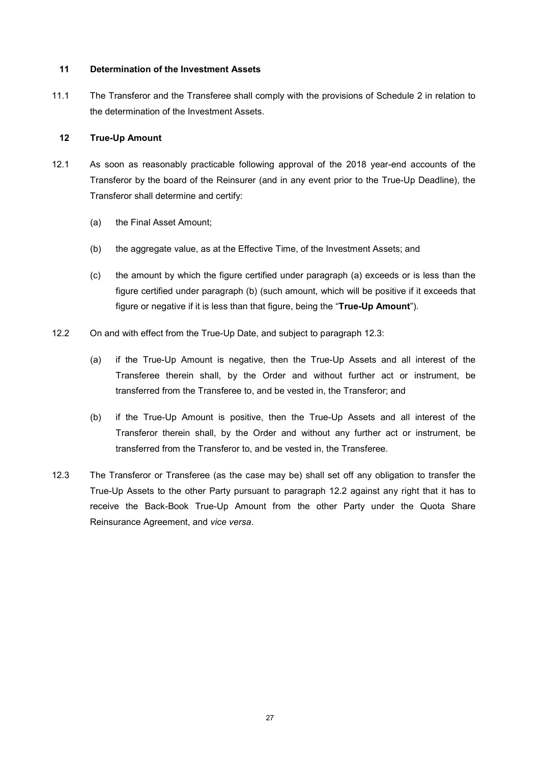## 11 Determination of the Investment Assets

11.1 The Transferor and the Transferee shall comply with the provisions of Schedule 2 in relation to the determination of the Investment Assets.

## 12 True-Up Amount

12.1 As soon as reasonably practicable following approval of the 2018 year-end accounts of the Transferor by the board of the Reinsurer (and in any event prior to the True-Up Deadline), the Transferor shall determine and certify:

(a) the Final Asset Amount;

(b) the aggregate value, as at the Effective Time, of the Investment Assets; and

(c) the amount by which the figure certified under paragraph (a) exceeds or is less than the figure certified under paragraph (b) (such amount, which will be positive if it exceeds that figure or negative if it is less than that figure, being the "**True-Up Amount**").

12.2 On and with effect from the True-Up Date, and subject to paragraph 12.3:

(a) if the True-Up Amount is negative, then the True-Up Assets and all interest of the Transferee therein shall, by the Order and without further act or instrument, be transferred from the Transferee to, and be vested in, the Transferor; and

(b) if the True-Up Amount is positive, then the True-Up Assets and all interest of the Transferor therein shall, by the Order and without any further act or instrument, be transferred from the Transferor to, and be vested in, the Transferee.

12.3 The Transferor or Transferee (as the case may be) shall set off any obligation to transfer the True-Up Assets to the other Party pursuant to paragraph 12.2 against any right that it has to receive the Back-Book True-Up Amount from the other Party under the Quota Share Reinsurance Agreement, and *vice versa*.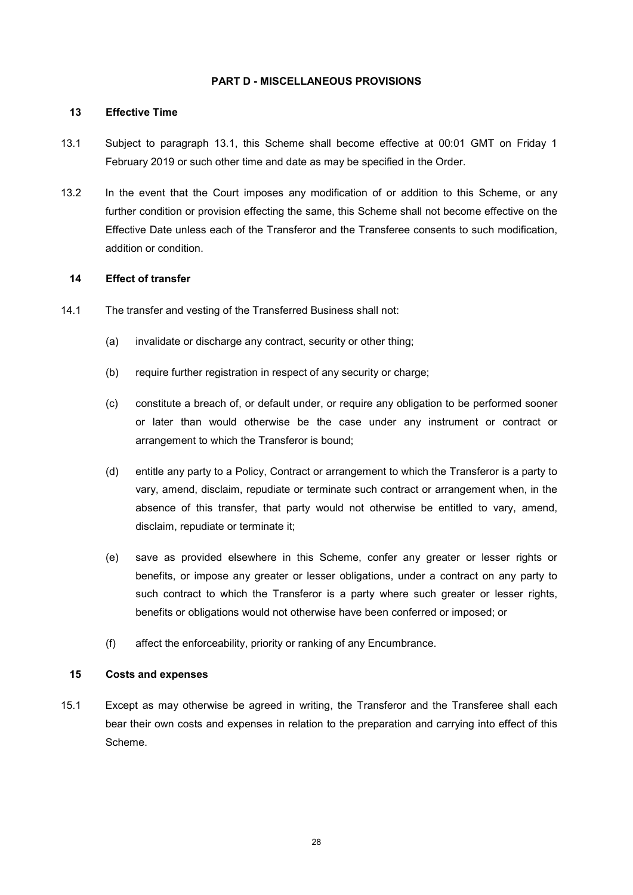## PART D - MISCELLANEOUS PROVISIONS

### 13 Effective Time

13.1 Subject to paragraph 13.1, this Scheme shall become effective at 00:01 GMT on Friday 1 February 2019 or such other time and date as may be specified in the Order.

13.2 In the event that the Court imposes any modification of or addition to this Scheme, or any further condition or provision effecting the same, this Scheme shall not become effective on the Effective Date unless each of the Transferor and the Transferee consents to such modification, addition or condition.

### 14 Effect of transfer

14.1 The transfer and vesting of the Transferred Business shall not:

(a) invalidate or discharge any contract, security or other thing;

(b) require further registration in respect of any security or charge;

(c) constitute a breach of, or default under, or require any obligation to be performed sooner or later than would otherwise be the case under any instrument or contract or arrangement to which the Transferor is bound;

(d) entitle any party to a Policy, Contract or arrangement to which the Transferor is a party to vary, amend, disclaim, repudiate or terminate such contract or arrangement when, in the absence of this transfer, that party would not otherwise be entitled to vary, amend, disclaim, repudiate or terminate it;

(e) save as provided elsewhere in this Scheme, confer any greater or lesser rights or benefits, or impose any greater or lesser obligations, under a contract on any party to such contract to which the Transferor is a party where such greater or lesser rights, benefits or obligations would not otherwise have been conferred or imposed; or

(f) affect the enforceability, priority or ranking of any Encumbrance.

### 15 Costs and expenses

15.1 Except as may otherwise be agreed in writing, the Transferor and the Transferee shall each bear their own costs and expenses in relation to the preparation and carrying into effect of this Scheme.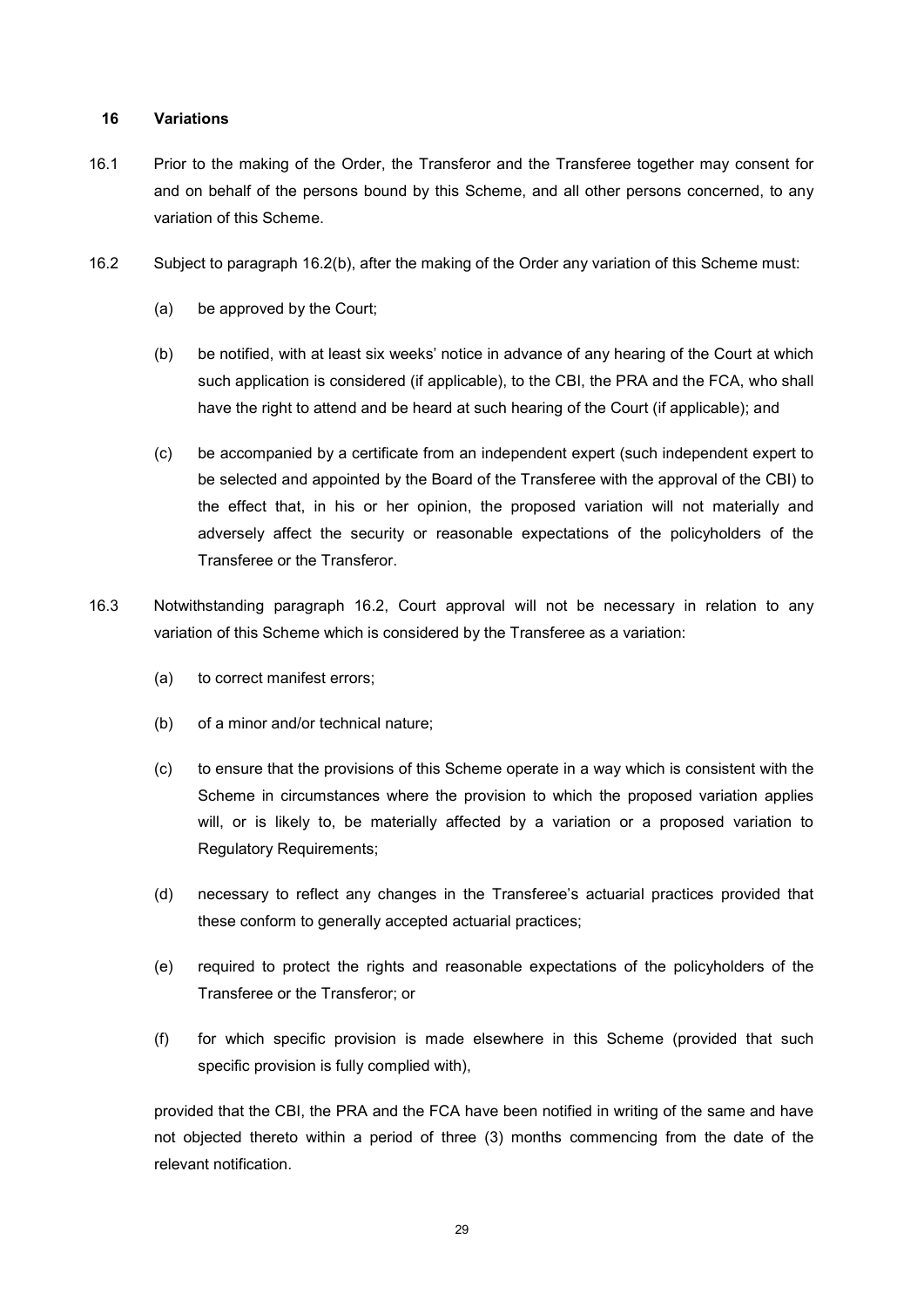## 16 Variations

16.1 Prior to the making of the Order, the Transferor and the Transferee together may consent for and on behalf of the persons bound by this Scheme, and all other persons concerned, to any variation of this Scheme.

16.2 Subject to paragraph 16.2(b), after the making of the Order any variation of this Scheme must:

(a) be approved by the Court;

(b) be notified, with at least six weeks' notice in advance of any hearing of the Court at which such application is considered (if applicable), to the CBI, the PRA and the FCA, who shall have the right to attend and be heard at such hearing of the Court (if applicable); and

(c) be accompanied by a certificate from an independent expert (such independent expert to be selected and appointed by the Board of the Transferee with the approval of the CBI) to the effect that, in his or her opinion, the proposed variation will not materially and adversely affect the security or reasonable expectations of the policyholders of the Transferee or the Transferor.

16.3 Notwithstanding paragraph 16.2, Court approval will not be necessary in relation to any variation of this Scheme which is considered by the Transferee as a variation:

(a) to correct manifest errors;

(b) of a minor and/or technical nature;

(c) to ensure that the provisions of this Scheme operate in a way which is consistent with the Scheme in circumstances where the provision to which the proposed variation applies will, or is likely to, be materially affected by a variation or a proposed variation to Regulatory Requirements;

(d) necessary to reflect any changes in the Transferee's actuarial practices provided that these conform to generally accepted actuarial practices;

(e) required to protect the rights and reasonable expectations of the policyholders of the Transferee or the Transferor; or

(f) for which specific provision is made elsewhere in this Scheme (provided that such specific provision is fully complied with),

provided that the CBI, the PRA and the FCA have been notified in writing of the same and have not objected thereto within a period of three (3) months commencing from the date of the relevant notification.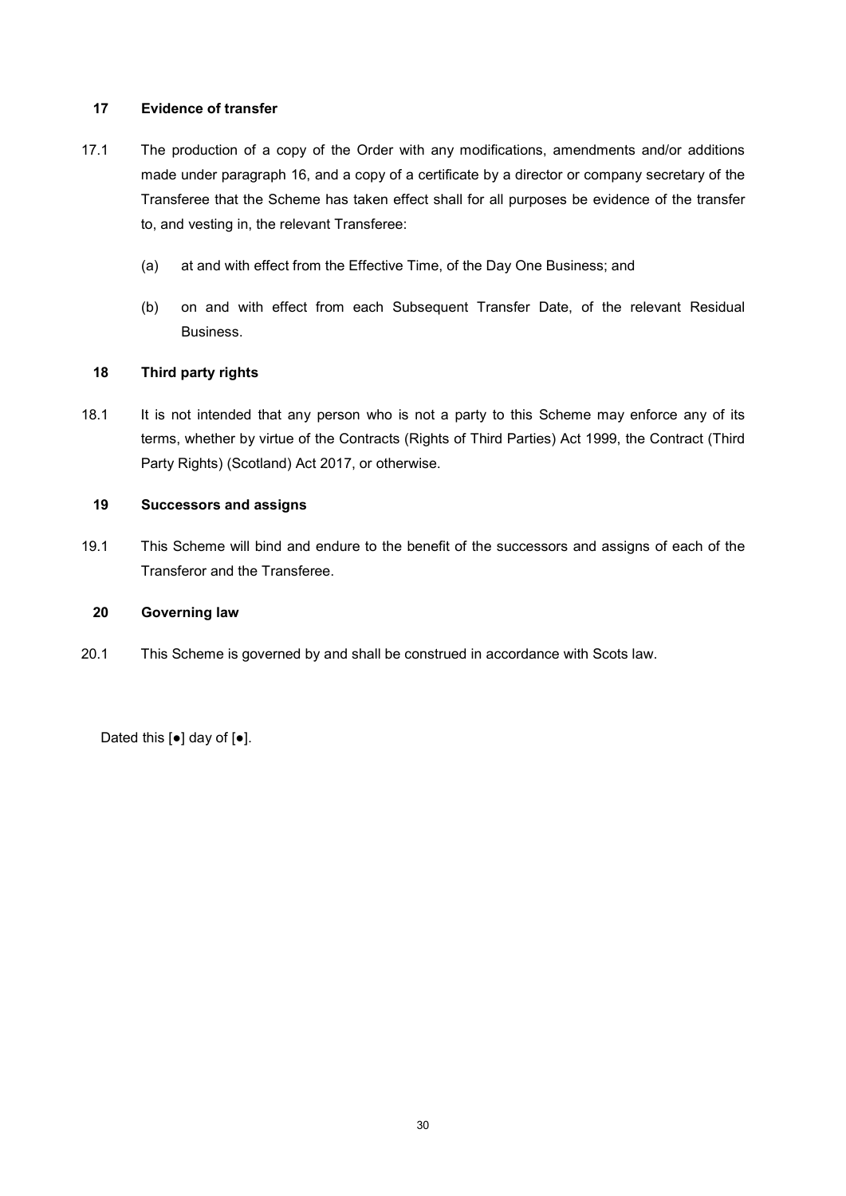## 17 Evidence of transfer

17.1 The production of a copy of the Order with any modifications, amendments and/or additions made under paragraph 16, and a copy of a certificate by a director or company secretary of the Transferee that the Scheme has taken effect shall for all purposes be evidence of the transfer to, and vesting in, the relevant Transferee:

(a) at and with effect from the Effective Time, of the Day One Business; and

(b) on and with effect from each Subsequent Transfer Date, of the relevant Residual Business.

## 18 Third party rights

18.1 It is not intended that any person who is not a party to this Scheme may enforce any of its terms, whether by virtue of the Contracts (Rights of Third Parties) Act 1999, the Contract (Third Party Rights) (Scotland) Act 2017, or otherwise.

## 19 Successors and assigns

19.1 This Scheme will bind and endure to the benefit of the successors and assigns of each of the Transferor and the Transferee.

## 20 Governing law

20.1 This Scheme is governed by and shall be construed in accordance with Scots law.

Dated this [●] day of [●].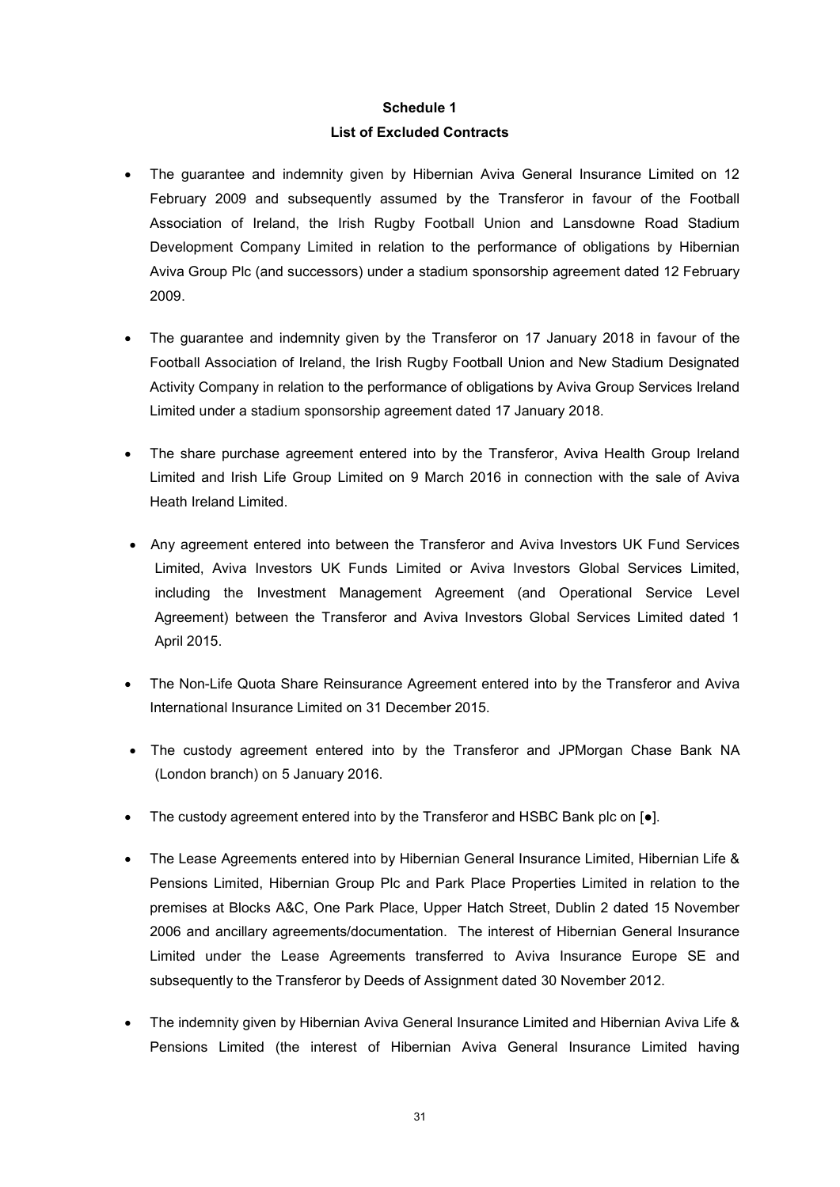**Schedule 1**

**List of Excluded Contracts**

- The guarantee and indemnity given by Hibernian Aviva General Insurance Limited on 12 February 2009 and subsequently assumed by the Transferor in favour of the Football Association of Ireland, the Irish Rugby Football Union and Lansdowne Road Stadium Development Company Limited in relation to the performance of obligations by Hibernian Aviva Group Plc (and successors) under a stadium sponsorship agreement dated 12 February 2009.
- The guarantee and indemnity given by the Transferor on 17 January 2018 in favour of the Football Association of Ireland, the Irish Rugby Football Union and New Stadium Designated Activity Company in relation to the performance of obligations by Aviva Group Services Ireland Limited under a stadium sponsorship agreement dated 17 January 2018.
- The share purchase agreement entered into by the Transferor, Aviva Health Group Ireland Limited and Irish Life Group Limited on 9 March 2016 in connection with the sale of Aviva Heath Ireland Limited.
- Any agreement entered into between the Transferor and Aviva Investors UK Fund Services Limited, Aviva Investors UK Funds Limited or Aviva Investors Global Services Limited, including the Investment Management Agreement (and Operational Service Level Agreement) between the Transferor and Aviva Investors Global Services Limited dated 1 April 2015.
- The Non-Life Quota Share Reinsurance Agreement entered into by the Transferor and Aviva International Insurance Limited on 31 December 2015.
- The custody agreement entered into by the Transferor and JPMorgan Chase Bank NA (London branch) on 5 January 2016.
- The custody agreement entered into by the Transferor and HSBC Bank plc on [●].
- The Lease Agreements entered into by Hibernian General Insurance Limited, Hibernian Life & Pensions Limited, Hibernian Group Plc and Park Place Properties Limited in relation to the premises at Blocks A&C, One Park Place, Upper Hatch Street, Dublin 2 dated 15 November 2006 and ancillary agreements/documentation. The interest of Hibernian General Insurance Limited under the Lease Agreements transferred to Aviva Insurance Europe SE and subsequently to the Transferor by Deeds of Assignment dated 30 November 2012.
- The indemnity given by Hibernian Aviva General Insurance Limited and Hibernian Aviva Life & Pensions Limited (the interest of Hibernian Aviva General Insurance Limited having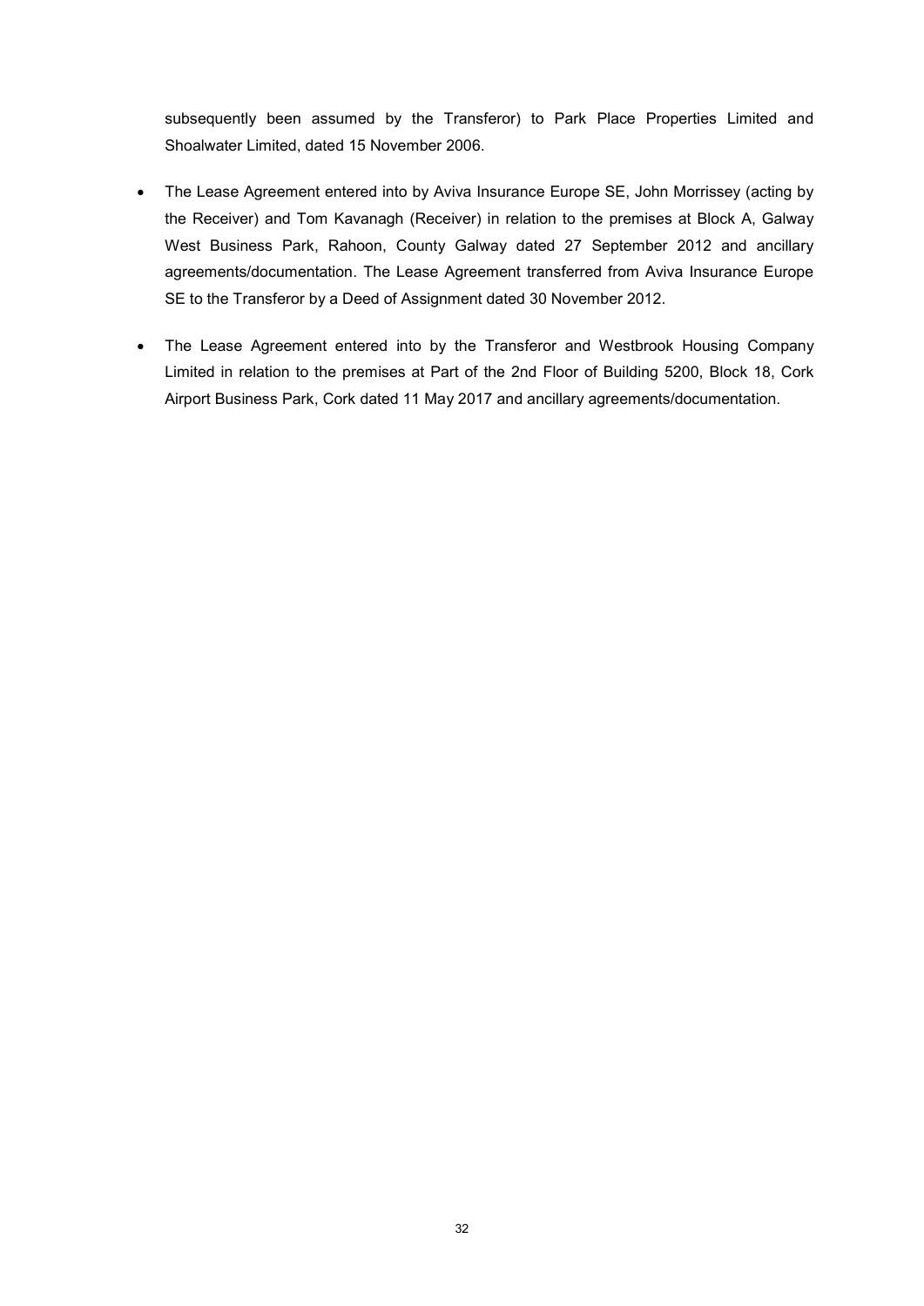subsequently been assumed by the Transferor) to Park Place Properties Limited and Shoalwater Limited, dated 15 November 2006.

- The Lease Agreement entered into by Aviva Insurance Europe SE, John Morrissey (acting by the Receiver) and Tom Kavanagh (Receiver) in relation to the premises at Block A, Galway West Business Park, Rahoon, County Galway dated 27 September 2012 and ancillary agreements/documentation. The Lease Agreement transferred from Aviva Insurance Europe SE to the Transferor by a Deed of Assignment dated 30 November 2012.
- The Lease Agreement entered into by the Transferor and Westbrook Housing Company Limited in relation to the premises at Part of the 2nd Floor of Building 5200, Block 18, Cork Airport Business Park, Cork dated 11 May 2017 and ancillary agreements/documentation.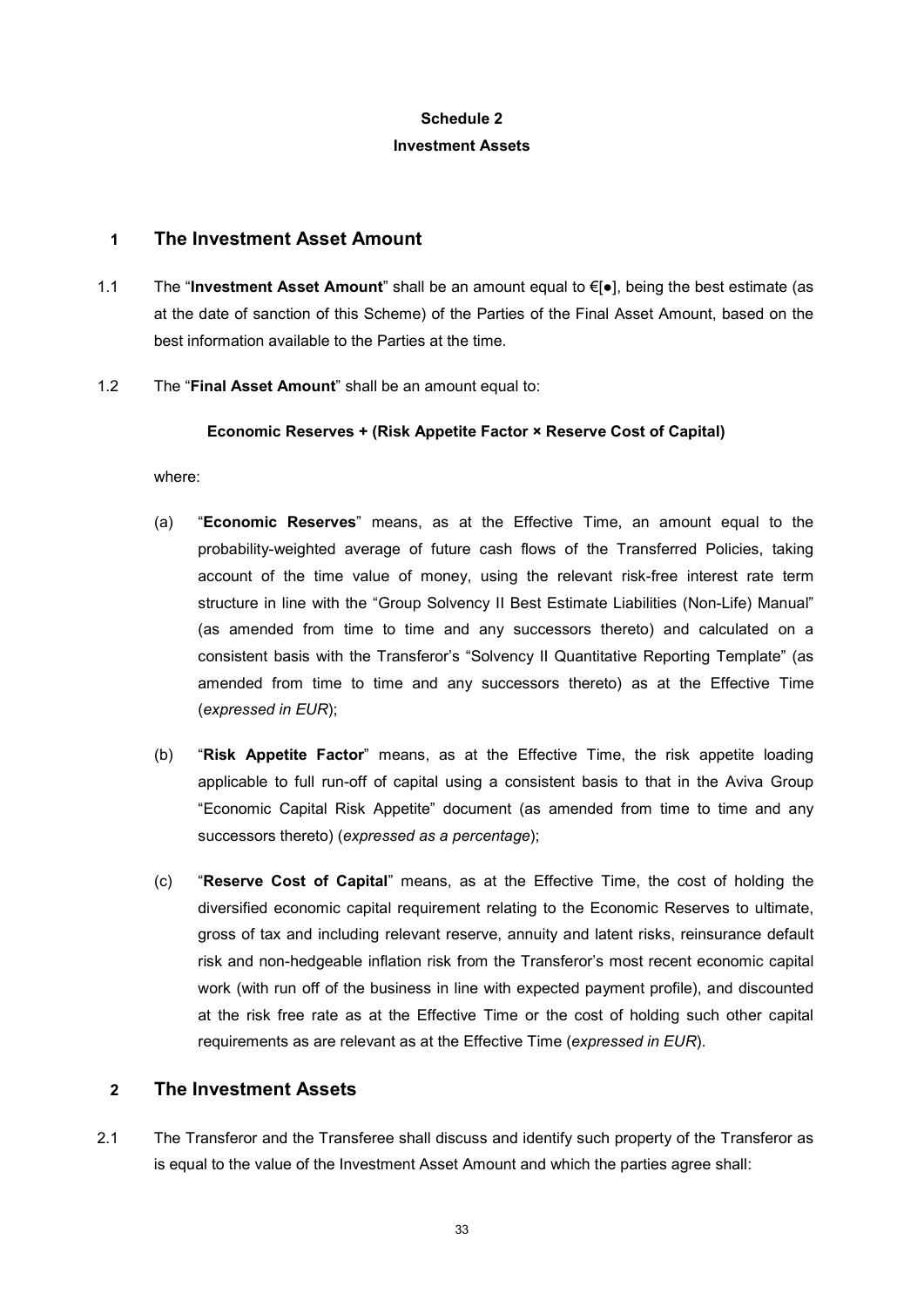# Schedule 2

## Investment Assets

## 1 The Investment Asset Amount

1.1 The "**Investment Asset Amount**" shall be an amount equal to €[●], being the best estimate (as at the date of sanction of this Scheme) of the Parties of the Final Asset Amount, based on the best information available to the Parties at the time.

1.2 The "**Final Asset Amount**" shall be an amount equal to:

**Economic Reserves + (Risk Appetite Factor × Reserve Cost of Capital)**

where:

(a) "**Economic Reserves**" means, as at the Effective Time, an amount equal to the probability-weighted average of future cash flows of the Transferred Policies, taking account of the time value of money, using the relevant risk-free interest rate term structure in line with the "Group Solvency II Best Estimate Liabilities (Non-Life) Manual" (as amended from time to time and any successors thereto) and calculated on a consistent basis with the Transferor's "Solvency II Quantitative Reporting Template" (as amended from time to time and any successors thereto) as at the Effective Time (*expressed in EUR*);

(b) "**Risk Appetite Factor**" means, as at the Effective Time, the risk appetite loading applicable to full run-off of capital using a consistent basis to that in the Aviva Group "Economic Capital Risk Appetite" document (as amended from time to time and any successors thereto) (*expressed as a percentage*);

(c) "**Reserve Cost of Capital**" means, as at the Effective Time, the cost of holding the diversified economic capital requirement relating to the Economic Reserves to ultimate, gross of tax and including relevant reserve, annuity and latent risks, reinsurance default risk and non-hedgeable inflation risk from the Transferor's most recent economic capital work (with run off of the business in line with expected payment profile), and discounted at the risk free rate as at the Effective Time or the cost of holding such other capital requirements as are relevant as at the Effective Time (*expressed in EUR*).

## 2 The Investment Assets

2.1 The Transferor and the Transferee shall discuss and identify such property of the Transferor as is equal to the value of the Investment Asset Amount and which the parties agree shall: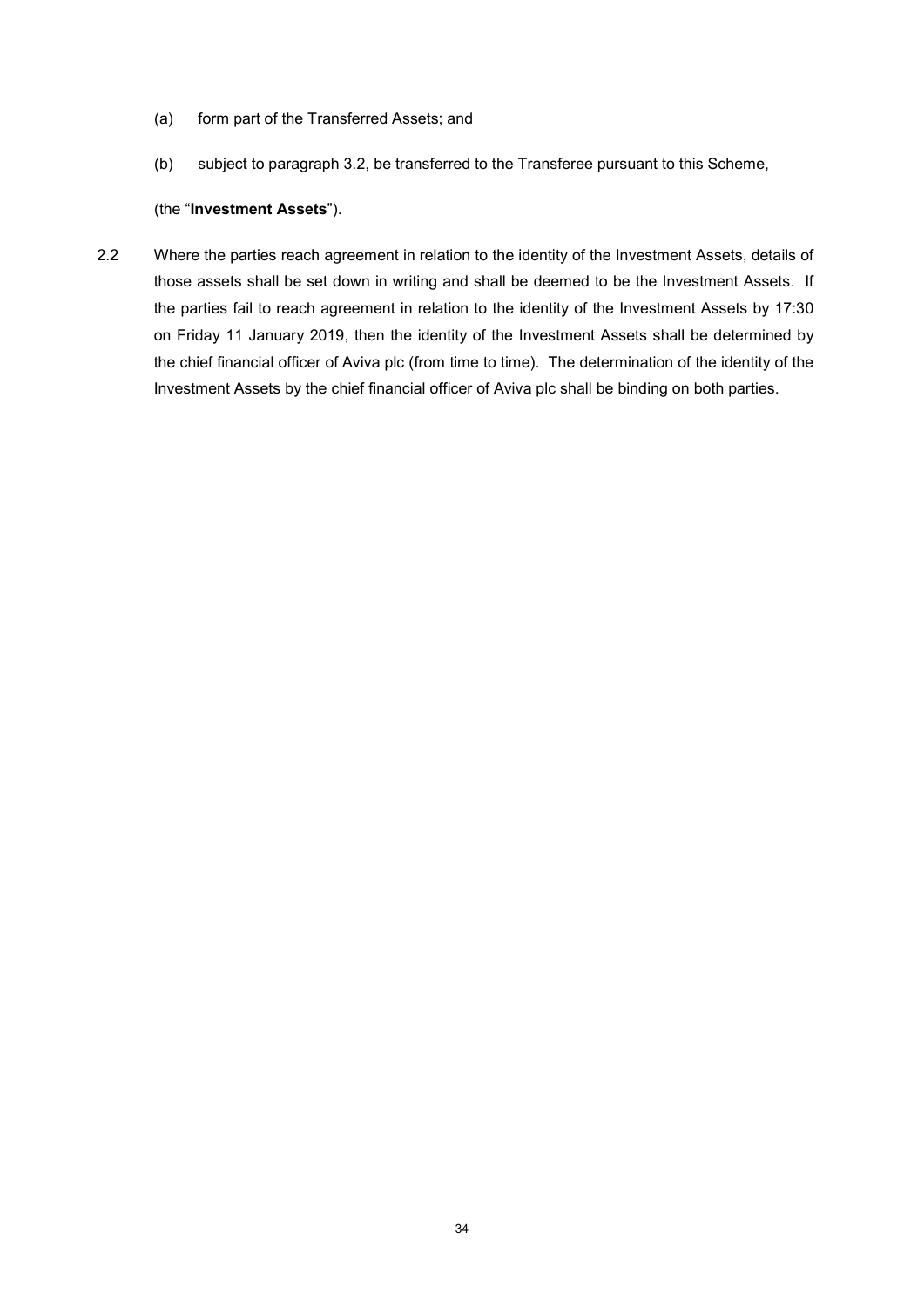(a) form part of the Transferred Assets; and

(b) subject to paragraph 3.2, be transferred to the Transferee pursuant to this Scheme,

(the "**Investment Assets**").

2.2 Where the parties reach agreement in relation to the identity of the Investment Assets, details of those assets shall be set down in writing and shall be deemed to be the Investment Assets. If the parties fail to reach agreement in relation to the identity of the Investment Assets by 17:30 on Friday 11 January 2019, then the identity of the Investment Assets shall be determined by the chief financial officer of Aviva plc (from time to time). The determination of the identity of the Investment Assets by the chief financial officer of Aviva plc shall be binding on both parties.